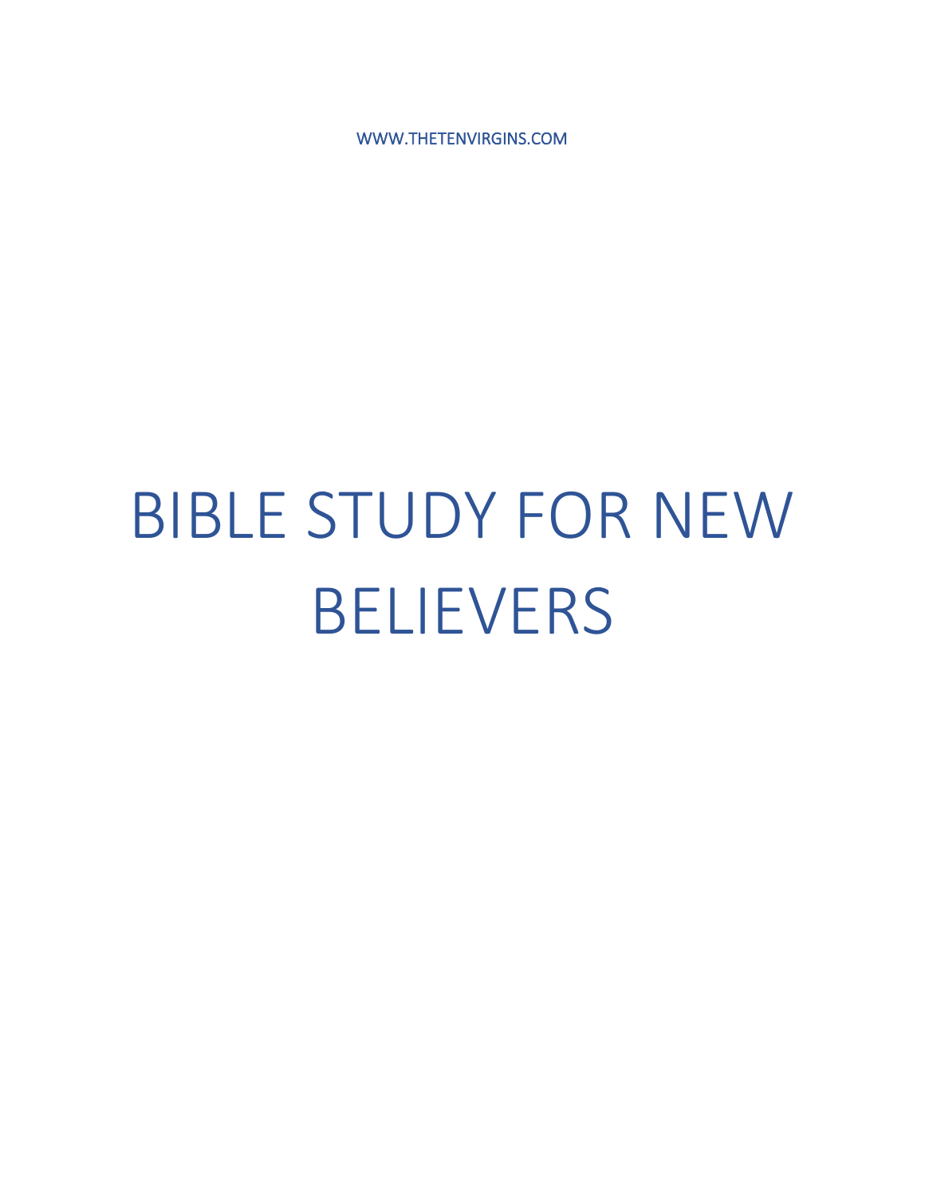WWW.THETENVIRGINS.COM

# BIBLE STUDY FOR NEW BELIEVERS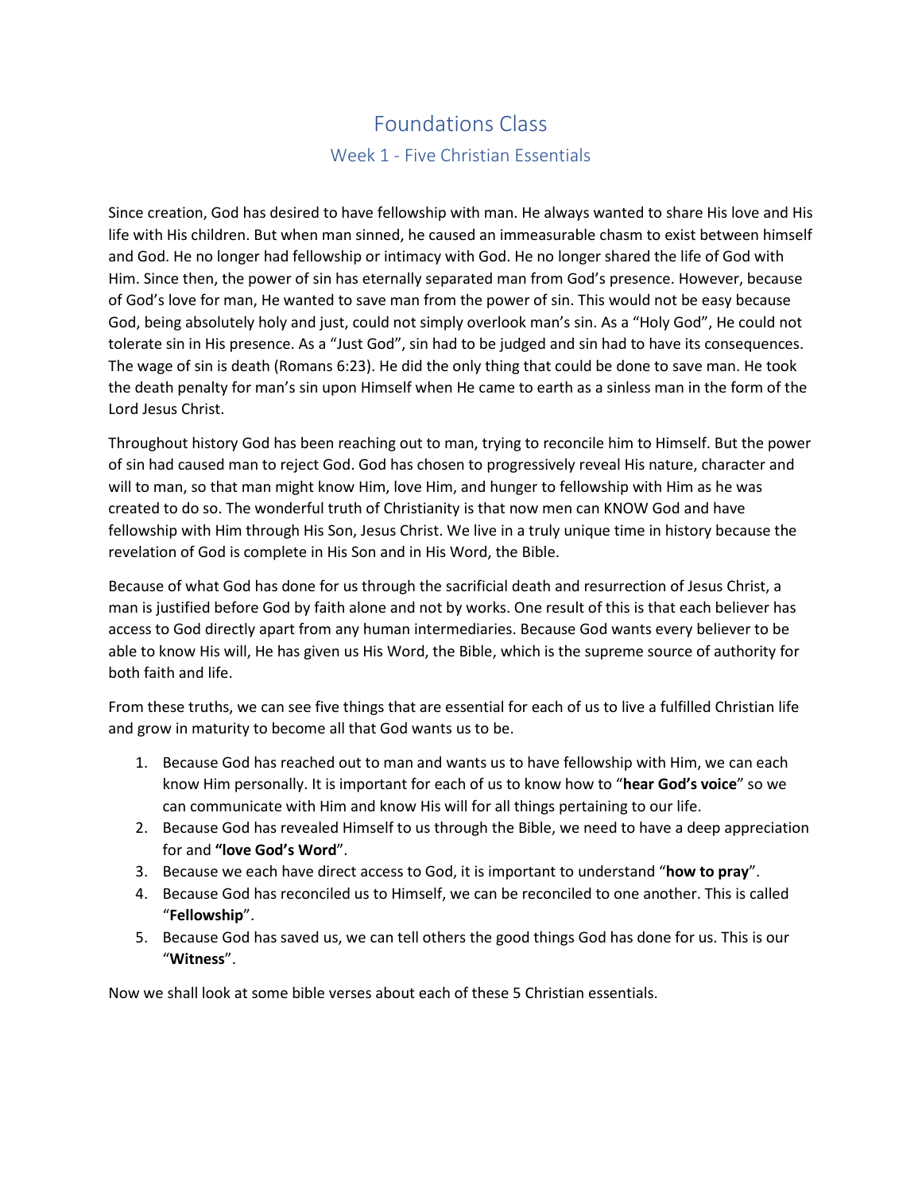# Foundations Class

## Week 1 - Five Christian Essentials

Since creation, God has desired to have fellowship with man. He always wanted to share His love and His life with His children. But when man sinned, he caused an immeasurable chasm to exist between himself and God. He no longer had fellowship or intimacy with God. He no longer shared the life of God with Him. Since then, the power of sin has eternally separated man from God's presence. However, because of God's love for man, He wanted to save man from the power of sin. This would not be easy because God, being absolutely holy and just, could not simply overlook man's sin. As a "Holy God", He could not tolerate sin in His presence. As a "Just God", sin had to be judged and sin had to have its consequences. The wage of sin is death (Romans 6:23). He did the only thing that could be done to save man. He took the death penalty for man's sin upon Himself when He came to earth as a sinless man in the form of the Lord Jesus Christ.

Throughout history God has been reaching out to man, trying to reconcile him to Himself. But the power of sin had caused man to reject God. God has chosen to progressively reveal His nature, character and will to man, so that man might know Him, love Him, and hunger to fellowship with Him as he was created to do so. The wonderful truth of Christianity is that now men can KNOW God and have fellowship with Him through His Son, Jesus Christ. We live in a truly unique time in history because the revelation of God is complete in His Son and in His Word, the Bible.

Because of what God has done for us through the sacrificial death and resurrection of Jesus Christ, a man is justified before God by faith alone and not by works. One result of this is that each believer has access to God directly apart from any human intermediaries. Because God wants every believer to be able to know His will, He has given us His Word, the Bible, which is the supreme source of authority for both faith and life.

From these truths, we can see five things that are essential for each of us to live a fulfilled Christian life and grow in maturity to become all that God wants us to be.

1. Because God has reached out to man and wants us to have fellowship with Him, we can each know Him personally. It is important for each of us to know how to "**hear God's voice**" so we can communicate with Him and know His will for all things pertaining to our life.
2. Because God has revealed Himself to us through the Bible, we need to have a deep appreciation for and **"love God's Word"**.
3. Because we each have direct access to God, it is important to understand "**how to pray**".
4. Because God has reconciled us to Himself, we can be reconciled to one another. This is called "**Fellowship**".
5. Because God has saved us, we can tell others the good things God has done for us. This is our "**Witness**".

Now we shall look at some bible verses about each of these 5 Christian essentials.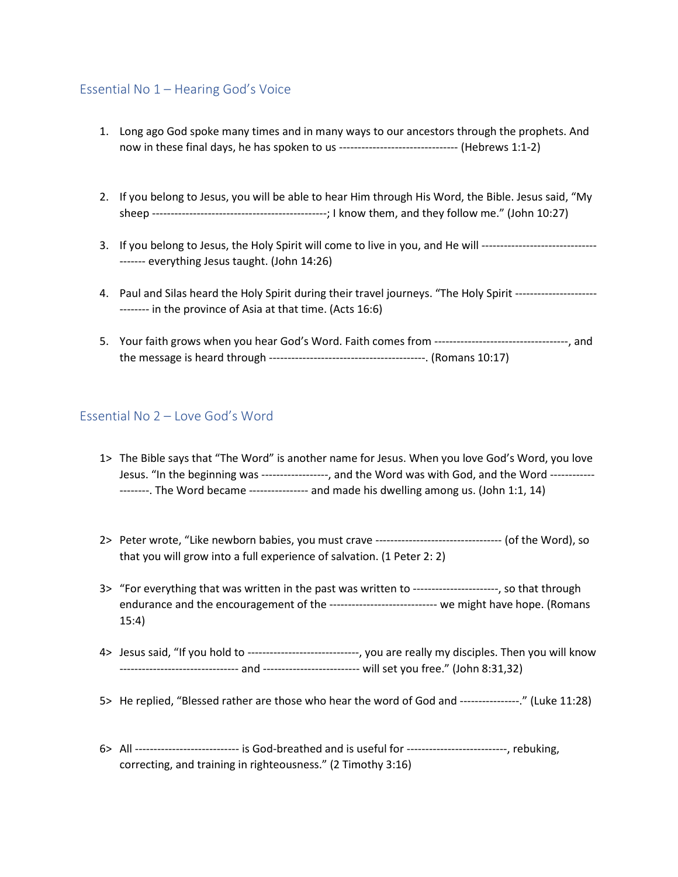## Essential No 1 – Hearing God's Voice

1. Long ago God spoke many times and in many ways to our ancestors through the prophets. And now in these final days, he has spoken to us -------------------------------- (Hebrews 1:1-2)

2. If you belong to Jesus, you will be able to hear Him through His Word, the Bible. Jesus said, "My sheep ----------------------------------------------; I know them, and they follow me." (John 10:27)

3. If you belong to Jesus, the Holy Spirit will come to live in you, and He will ------------------------------------- everything Jesus taught. (John 14:26)

4. Paul and Silas heard the Holy Spirit during their travel journeys. "The Holy Spirit ------------------------------ in the province of Asia at that time. (Acts 16:6)

5. Your faith grows when you hear God's Word. Faith comes from ------------------------------------, and the message is heard through ------------------------------------------. (Romans 10:17)

## Essential No 2 – Love God's Word

1> The Bible says that "The Word" is another name for Jesus. When you love God's Word, you love Jesus. "In the beginning was ------------------, and the Word was with God, and the Word -------------------. The Word became ---------------- and made his dwelling among us. (John 1:1, 14)

2> Peter wrote, "Like newborn babies, you must crave ---------------------------------- (of the Word), so that you will grow into a full experience of salvation. (1 Peter 2: 2)

3> "For everything that was written in the past was written to -----------------------, so that through endurance and the encouragement of the ---------------------------- we might have hope. (Romans 15:4)

4> Jesus said, "If you hold to ------------------------------, you are really my disciples. Then you will know -------------------------------- and ------------------------- will set you free." (John 8:31,32)

5> He replied, "Blessed rather are those who hear the word of God and ----------------." (Luke 11:28)

6> All --------------------------- is God-breathed and is useful for --------------------------, rebuking, correcting, and training in righteousness." (2 Timothy 3:16)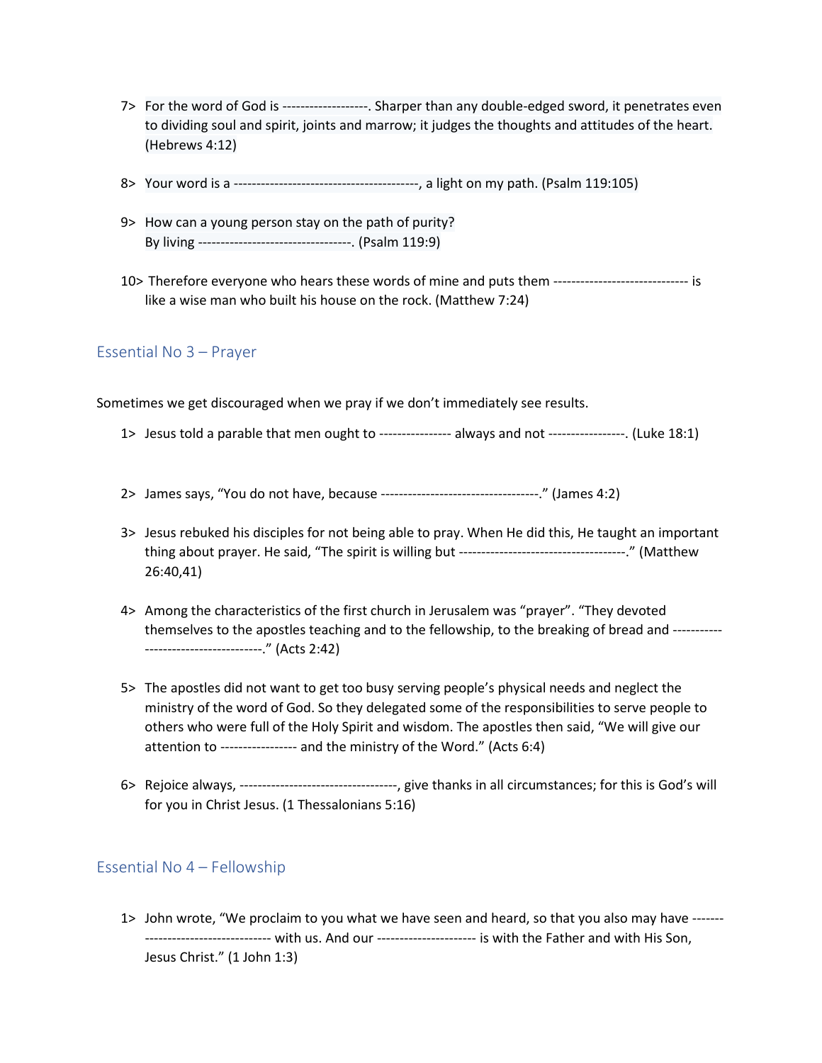7> For the word of God is -------------------. Sharper than any double-edged sword, it penetrates even to dividing soul and spirit, joints and marrow; it judges the thoughts and attitudes of the heart. (Hebrews 4:12)

8> Your word is a ----------------------------------------, a light on my path. (Psalm 119:105)

9> How can a young person stay on the path of purity?
By living ---------------------------------. (Psalm 119:9)

10> Therefore everyone who hears these words of mine and puts them ----------------------------- is like a wise man who built his house on the rock. (Matthew 7:24)

## Essential No 3 – Prayer

Sometimes we get discouraged when we pray if we don't immediately see results.

1> Jesus told a parable that men ought to ---------------- always and not -----------------. (Luke 18:1)

2> James says, "You do not have, because -----------------------------------." (James 4:2)

3> Jesus rebuked his disciples for not being able to pray. When He did this, He taught an important thing about prayer. He said, "The spirit is willing but -------------------------------------." (Matthew 26:40,41)

4> Among the characteristics of the first church in Jerusalem was "prayer". "They devoted themselves to the apostles teaching and to the fellowship, to the breaking of bread and ------------------------------------." (Acts 2:42)

5> The apostles did not want to get too busy serving people's physical needs and neglect the ministry of the word of God. So they delegated some of the responsibilities to serve people to others who were full of the Holy Spirit and wisdom. The apostles then said, "We will give our attention to ----------------- and the ministry of the Word." (Acts 6:4)

6> Rejoice always, -----------------------------------, give thanks in all circumstances; for this is God's will for you in Christ Jesus. (1 Thessalonians 5:16)

## Essential No 4 – Fellowship

1> John wrote, "We proclaim to you what we have seen and heard, so that you also may have ---------------------------------- with us. And our ---------------------- is with the Father and with His Son, Jesus Christ." (1 John 1:3)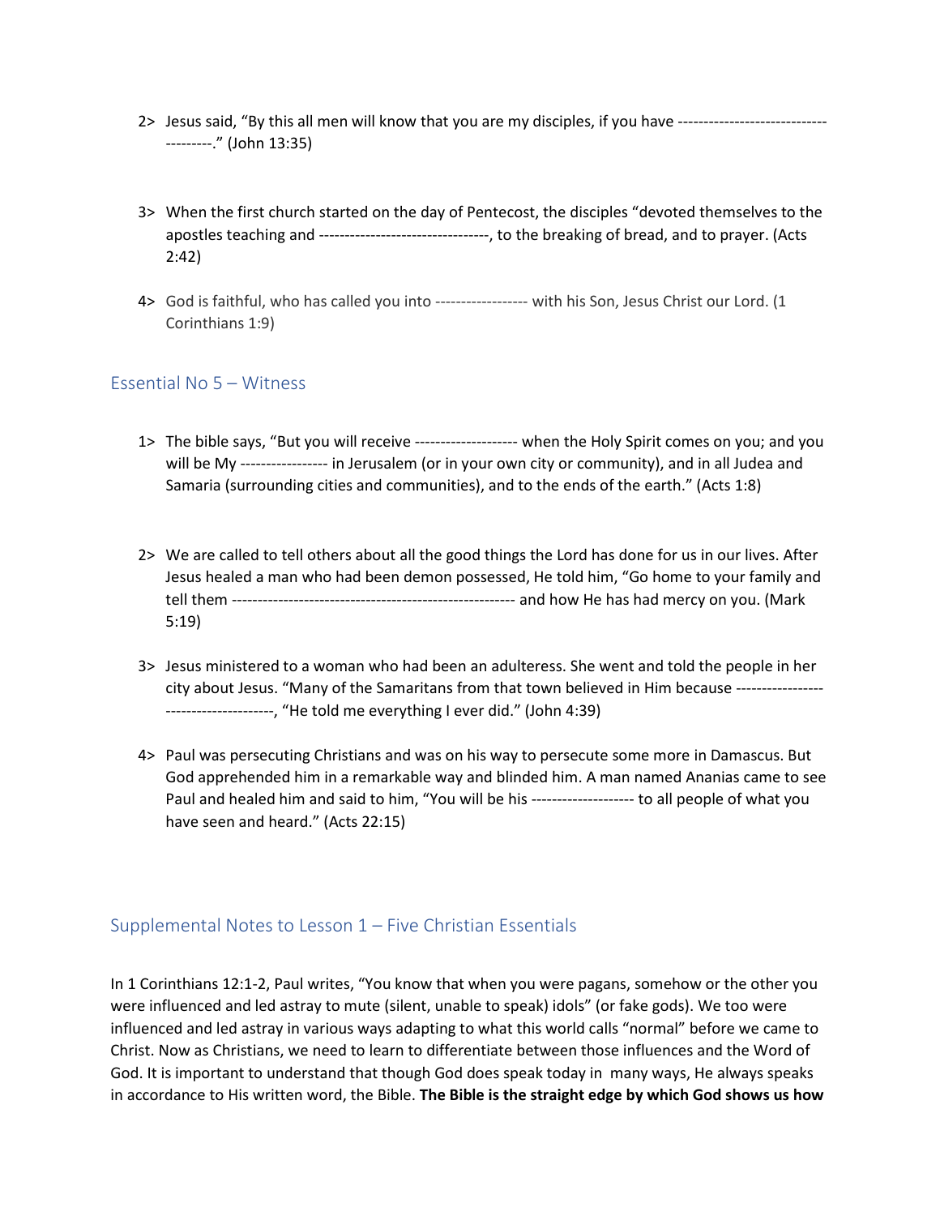2> Jesus said, "By this all men will know that you are my disciples, if you have -------------------------------------." (John 13:35)

3> When the first church started on the day of Pentecost, the disciples "devoted themselves to the apostles teaching and ---------------------------------, to the breaking of bread, and to prayer. (Acts 2:42)

4> God is faithful, who has called you into ------------------ with his Son, Jesus Christ our Lord. (1 Corinthians 1:9)

## Essential No 5 – Witness

1> The bible says, "But you will receive -------------------- when the Holy Spirit comes on you; and you will be My ----------------- in Jerusalem (or in your own city or community), and in all Judea and Samaria (surrounding cities and communities), and to the ends of the earth." (Acts 1:8)

2> We are called to tell others about all the good things the Lord has done for us in our lives. After Jesus healed a man who had been demon possessed, He told him, "Go home to your family and tell them ------------------------------------------------------- and how He has had mercy on you. (Mark 5:19)

3> Jesus ministered to a woman who had been an adulteress. She went and told the people in her city about Jesus. "Many of the Samaritans from that town believed in Him because --------------------------------------, "He told me everything I ever did." (John 4:39)

4> Paul was persecuting Christians and was on his way to persecute some more in Damascus. But God apprehended him in a remarkable way and blinded him. A man named Ananias came to see Paul and healed him and said to him, "You will be his -------------------- to all people of what you have seen and heard." (Acts 22:15)

## Supplemental Notes to Lesson 1 – Five Christian Essentials

In 1 Corinthians 12:1-2, Paul writes, "You know that when you were pagans, somehow or the other you were influenced and led astray to mute (silent, unable to speak) idols" (or fake gods). We too were influenced and led astray in various ways adapting to what this world calls "normal" before we came to Christ. Now as Christians, we need to learn to differentiate between those influences and the Word of God. It is important to understand that though God does speak today in many ways, He always speaks in accordance to His written word, the Bible. **The Bible is the straight edge by which God shows us how**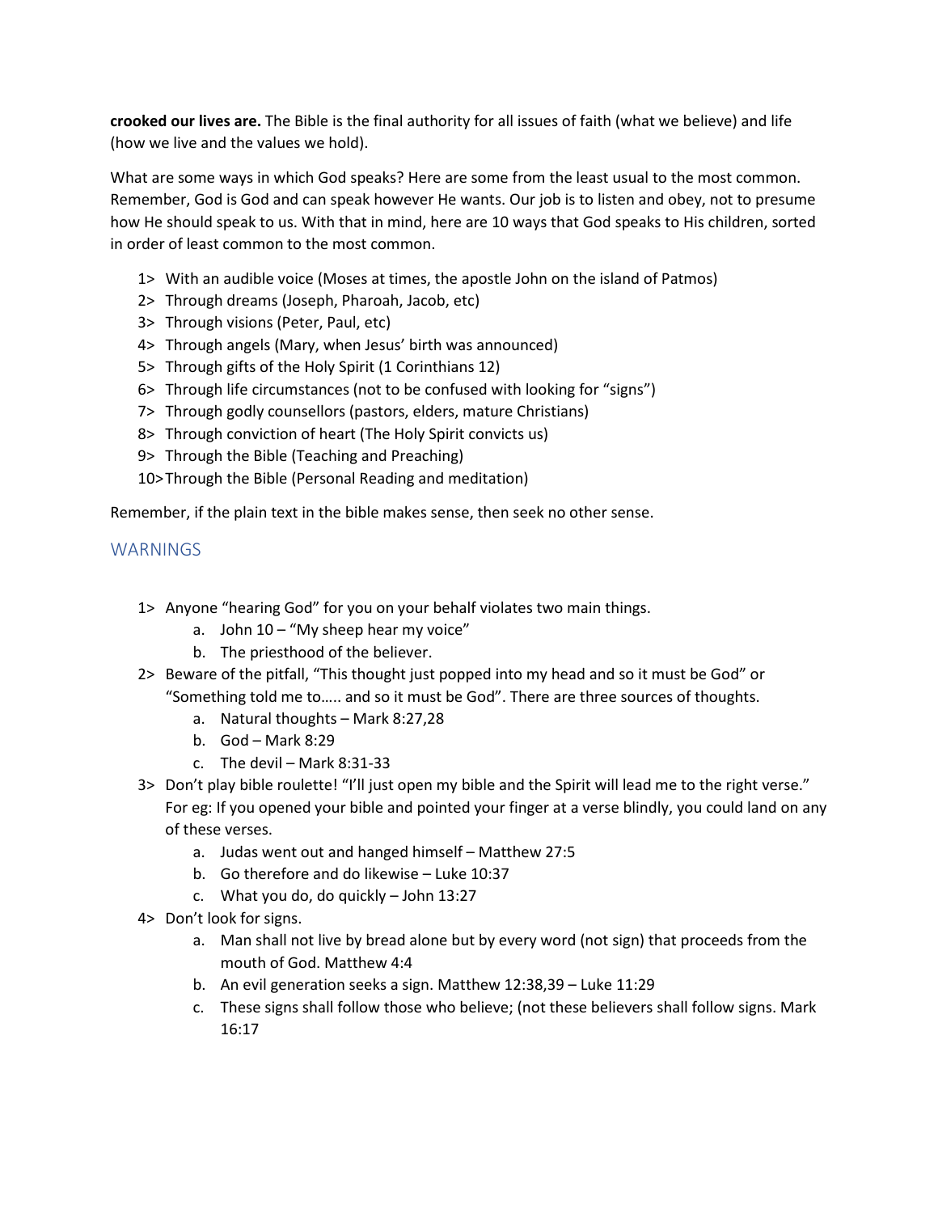**crooked our lives are.** The Bible is the final authority for all issues of faith (what we believe) and life (how we live and the values we hold).

What are some ways in which God speaks? Here are some from the least usual to the most common. Remember, God is God and can speak however He wants. Our job is to listen and obey, not to presume how He should speak to us. With that in mind, here are 10 ways that God speaks to His children, sorted in order of least common to the most common.

1> With an audible voice (Moses at times, the apostle John on the island of Patmos)
2> Through dreams (Joseph, Pharoah, Jacob, etc)
3> Through visions (Peter, Paul, etc)
4> Through angels (Mary, when Jesus' birth was announced)
5> Through gifts of the Holy Spirit (1 Corinthians 12)
6> Through life circumstances (not to be confused with looking for "signs")
7> Through godly counsellors (pastors, elders, mature Christians)
8> Through conviction of heart (The Holy Spirit convicts us)
9> Through the Bible (Teaching and Preaching)
10> Through the Bible (Personal Reading and meditation)

Remember, if the plain text in the bible makes sense, then seek no other sense.

## WARNINGS

1> Anyone "hearing God" for you on your behalf violates two main things.
   a. John 10 – "My sheep hear my voice"
   b. The priesthood of the believer.
2> Beware of the pitfall, "This thought just popped into my head and so it must be God" or "Something told me to….. and so it must be God". There are three sources of thoughts.
   a. Natural thoughts – Mark 8:27,28
   b. God – Mark 8:29
   c. The devil – Mark 8:31-33
3> Don't play bible roulette! "I'll just open my bible and the Spirit will lead me to the right verse." For eg: If you opened your bible and pointed your finger at a verse blindly, you could land on any of these verses.
   a. Judas went out and hanged himself – Matthew 27:5
   b. Go therefore and do likewise – Luke 10:37
   c. What you do, do quickly – John 13:27
4> Don't look for signs.
   a. Man shall not live by bread alone but by every word (not sign) that proceeds from the mouth of God. Matthew 4:4
   b. An evil generation seeks a sign. Matthew 12:38,39 – Luke 11:29
   c. These signs shall follow those who believe; (not these believers shall follow signs. Mark 16:17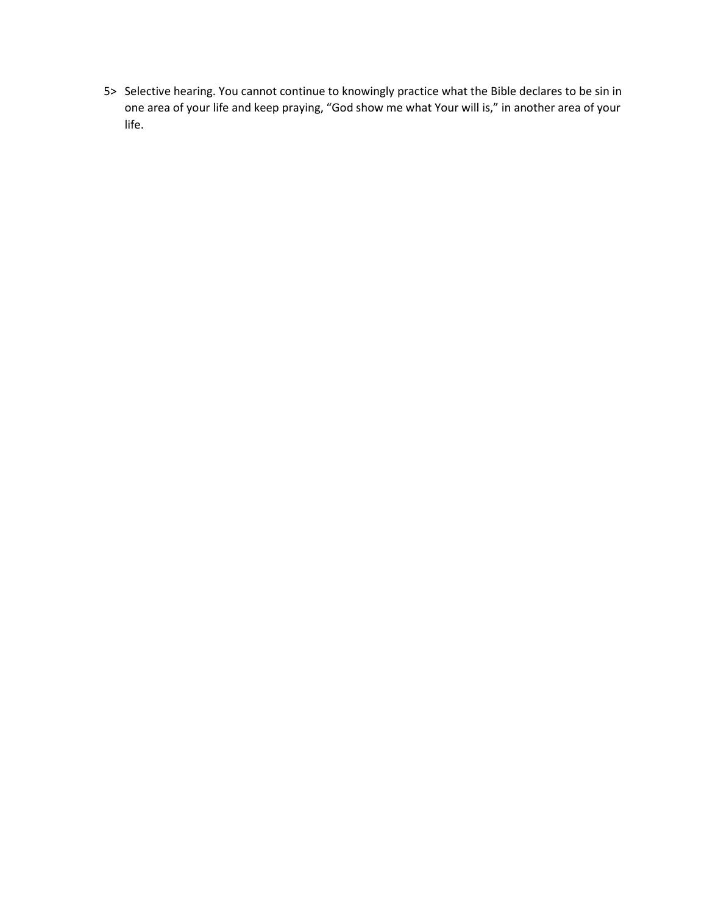5> Selective hearing. You cannot continue to knowingly practice what the Bible declares to be sin in one area of your life and keep praying, "God show me what Your will is," in another area of your life.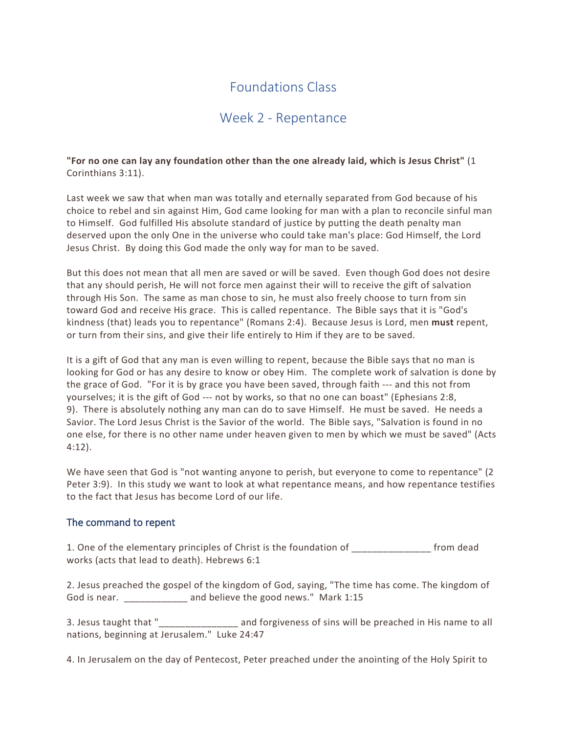# Foundations Class

## Week 2 - Repentance

**"For no one can lay any foundation other than the one already laid, which is Jesus Christ"** (1 Corinthians 3:11).

Last week we saw that when man was totally and eternally separated from God because of his choice to rebel and sin against Him, God came looking for man with a plan to reconcile sinful man to Himself. God fulfilled His absolute standard of justice by putting the death penalty man deserved upon the only One in the universe who could take man's place: God Himself, the Lord Jesus Christ. By doing this God made the only way for man to be saved.

But this does not mean that all men are saved or will be saved. Even though God does not desire that any should perish, He will not force men against their will to receive the gift of salvation through His Son. The same as man chose to sin, he must also freely choose to turn from sin toward God and receive His grace. This is called repentance. The Bible says that it is "God's kindness (that) leads you to repentance" (Romans 2:4). Because Jesus is Lord, men **must** repent, or turn from their sins, and give their life entirely to Him if they are to be saved.

It is a gift of God that any man is even willing to repent, because the Bible says that no man is looking for God or has any desire to know or obey Him. The complete work of salvation is done by the grace of God. "For it is by grace you have been saved, through faith --- and this not from yourselves; it is the gift of God --- not by works, so that no one can boast" (Ephesians 2:8, 9). There is absolutely nothing any man can do to save Himself. He must be saved. He needs a Savior. The Lord Jesus Christ is the Savior of the world. The Bible says, "Salvation is found in no one else, for there is no other name under heaven given to men by which we must be saved" (Acts 4:12).

We have seen that God is "not wanting anyone to perish, but everyone to come to repentance" (2 Peter 3:9). In this study we want to look at what repentance means, and how repentance testifies to the fact that Jesus has become Lord of our life.

### The command to repent

1. One of the elementary principles of Christ is the foundation of _______________ from dead works (acts that lead to death). Hebrews 6:1

2. Jesus preached the gospel of the kingdom of God, saying, "The time has come. The kingdom of God is near. ____________ and believe the good news." Mark 1:15

3. Jesus taught that "_______________ and forgiveness of sins will be preached in His name to all nations, beginning at Jerusalem." Luke 24:47

4. In Jerusalem on the day of Pentecost, Peter preached under the anointing of the Holy Spirit to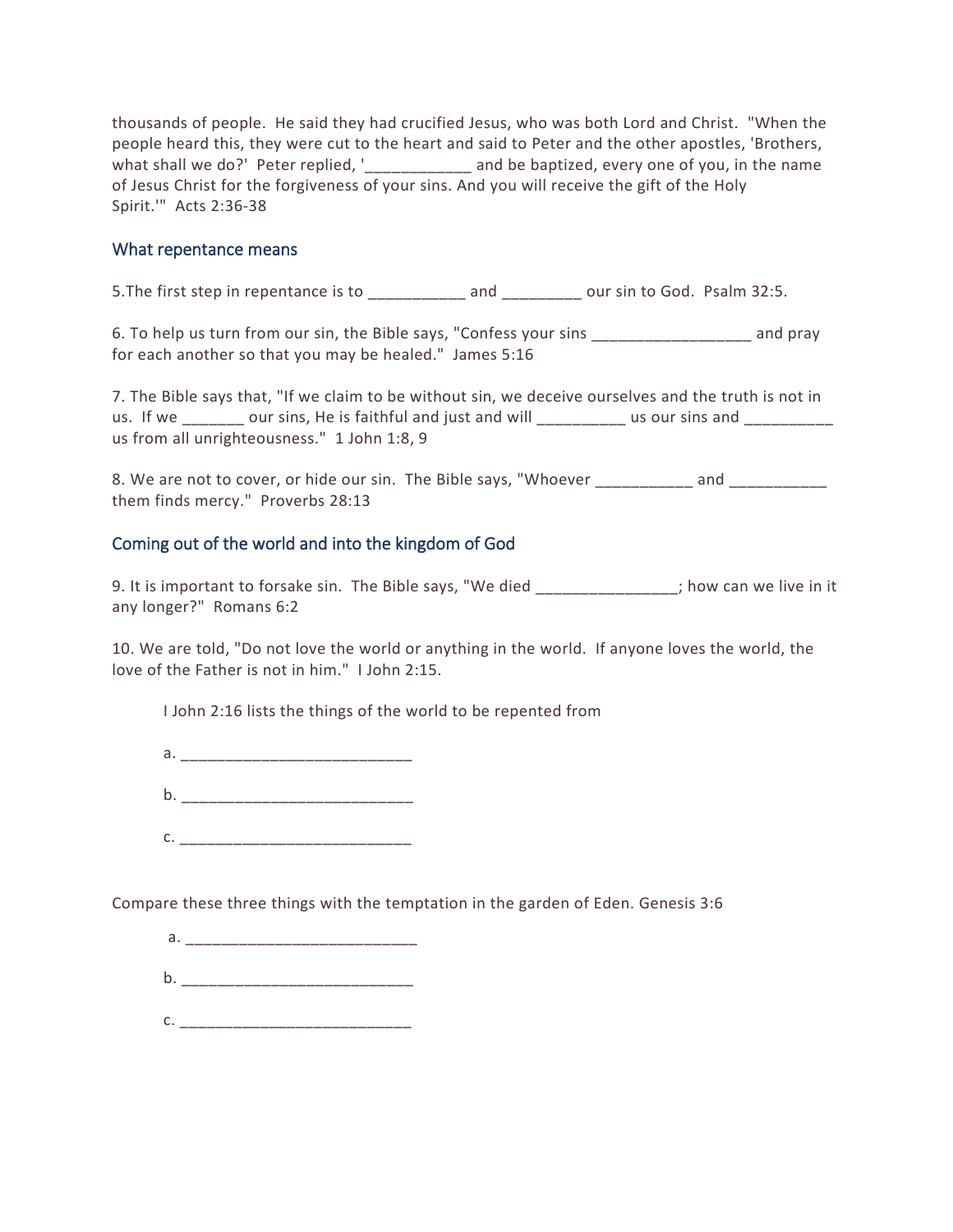thousands of people. He said they had crucified Jesus, who was both Lord and Christ. "When the people heard this, they were cut to the heart and said to Peter and the other apostles, 'Brothers, what shall we do?' Peter replied, '____________ and be baptized, every one of you, in the name of Jesus Christ for the forgiveness of your sins. And you will receive the gift of the Holy Spirit.'" Acts 2:36-38

## What repentance means

5.The first step in repentance is to ___________ and _________ our sin to God. Psalm 32:5.

6. To help us turn from our sin, the Bible says, "Confess your sins __________________ and pray for each another so that you may be healed." James 5:16

7. The Bible says that, "If we claim to be without sin, we deceive ourselves and the truth is not in us. If we _______ our sins, He is faithful and just and will __________ us our sins and __________ us from all unrighteousness." 1 John 1:8, 9

8. We are not to cover, or hide our sin. The Bible says, "Whoever ___________ and ___________ them finds mercy." Proverbs 28:13

## Coming out of the world and into the kingdom of God

9. It is important to forsake sin. The Bible says, "We died ________________; how can we live in it any longer?" Romans 6:2

10. We are told, "Do not love the world or anything in the world. If anyone loves the world, the love of the Father is not in him." I John 2:15.

I John 2:16 lists the things of the world to be repented from

a. __________________________

b. __________________________

c. __________________________

Compare these three things with the temptation in the garden of Eden. Genesis 3:6

a. __________________________

b. __________________________

c. __________________________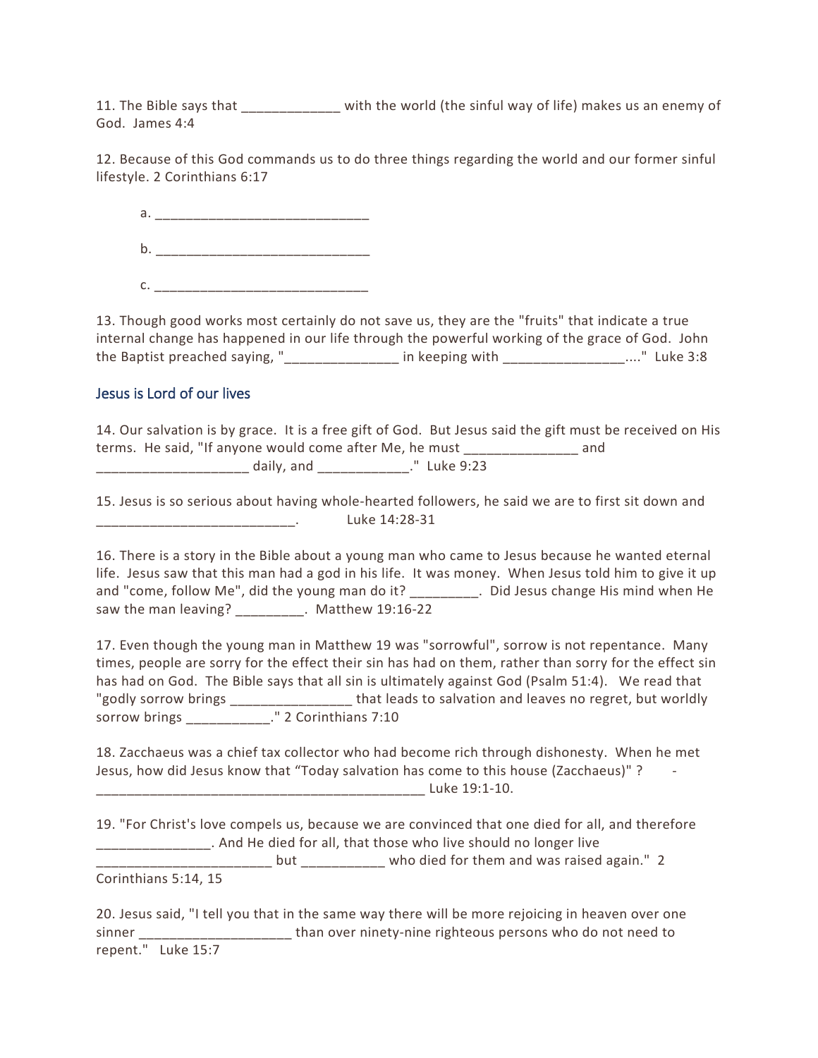11. The Bible says that _____________ with the world (the sinful way of life) makes us an enemy of God. James 4:4

12. Because of this God commands us to do three things regarding the world and our former sinful lifestyle. 2 Corinthians 6:17

a. _____________________________

b. _____________________________

c. _____________________________

13. Though good works most certainly do not save us, they are the "fruits" that indicate a true internal change has happened in our life through the powerful working of the grace of God. John the Baptist preached saying, "_______________ in keeping with ________________...." Luke 3:8

## Jesus is Lord of our lives

14. Our salvation is by grace. It is a free gift of God. But Jesus said the gift must be received on His terms. He said, "If anyone would come after Me, he must _______________ and ____________________ daily, and ____________." Luke 9:23

15. Jesus is so serious about having whole-hearted followers, he said we are to first sit down and __________________________. Luke 14:28-31

16. There is a story in the Bible about a young man who came to Jesus because he wanted eternal life. Jesus saw that this man had a god in his life. It was money. When Jesus told him to give it up and "come, follow Me", did the young man do it? _________. Did Jesus change His mind when He saw the man leaving? _________. Matthew 19:16-22

17. Even though the young man in Matthew 19 was "sorrowful", sorrow is not repentance. Many times, people are sorry for the effect their sin has had on them, rather than sorry for the effect sin has had on God. The Bible says that all sin is ultimately against God (Psalm 51:4). We read that "godly sorrow brings ________________ that leads to salvation and leaves no regret, but worldly sorrow brings ___________." 2 Corinthians 7:10

18. Zacchaeus was a chief tax collector who had become rich through dishonesty. When he met Jesus, how did Jesus know that "Today salvation has come to this house (Zacchaeus)" ? - ______________________________________________ Luke 19:1-10.

19. "For Christ's love compels us, because we are convinced that one died for all, and therefore _______________. And He died for all, that those who live should no longer live ________________________ but ___________ who died for them and was raised again." 2 Corinthians 5:14, 15

20. Jesus said, "I tell you that in the same way there will be more rejoicing in heaven over one sinner ____________________ than over ninety-nine righteous persons who do not need to repent." Luke 15:7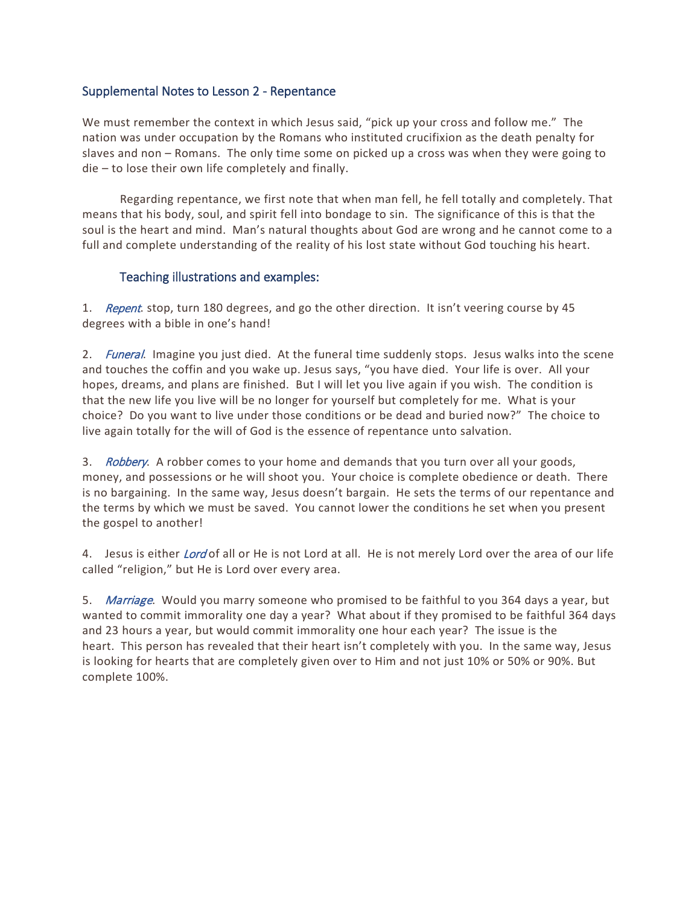## Supplemental Notes to Lesson 2 - Repentance

We must remember the context in which Jesus said, "pick up your cross and follow me." The nation was under occupation by the Romans who instituted crucifixion as the death penalty for slaves and non – Romans. The only time some on picked up a cross was when they were going to die – to lose their own life completely and finally.

Regarding repentance, we first note that when man fell, he fell totally and completely. That means that his body, soul, and spirit fell into bondage to sin. The significance of this is that the soul is the heart and mind. Man's natural thoughts about God are wrong and he cannot come to a full and complete understanding of the reality of his lost state without God touching his heart.

### Teaching illustrations and examples:

1. *Repent*: stop, turn 180 degrees, and go the other direction. It isn't veering course by 45 degrees with a bible in one's hand!

2. *Funeral*. Imagine you just died. At the funeral time suddenly stops. Jesus walks into the scene and touches the coffin and you wake up. Jesus says, "you have died. Your life is over. All your hopes, dreams, and plans are finished. But I will let you live again if you wish. The condition is that the new life you live will be no longer for yourself but completely for me. What is your choice? Do you want to live under those conditions or be dead and buried now?" The choice to live again totally for the will of God is the essence of repentance unto salvation.

3. *Robbery*. A robber comes to your home and demands that you turn over all your goods, money, and possessions or he will shoot you. Your choice is complete obedience or death. There is no bargaining. In the same way, Jesus doesn't bargain. He sets the terms of our repentance and the terms by which we must be saved. You cannot lower the conditions he set when you present the gospel to another!

4. Jesus is either *Lord* of all or He is not Lord at all. He is not merely Lord over the area of our life called "religion," but He is Lord over every area.

5. *Marriage*. Would you marry someone who promised to be faithful to you 364 days a year, but wanted to commit immorality one day a year? What about if they promised to be faithful 364 days and 23 hours a year, but would commit immorality one hour each year? The issue is the heart. This person has revealed that their heart isn't completely with you. In the same way, Jesus is looking for hearts that are completely given over to Him and not just 10% or 50% or 90%. But complete 100%.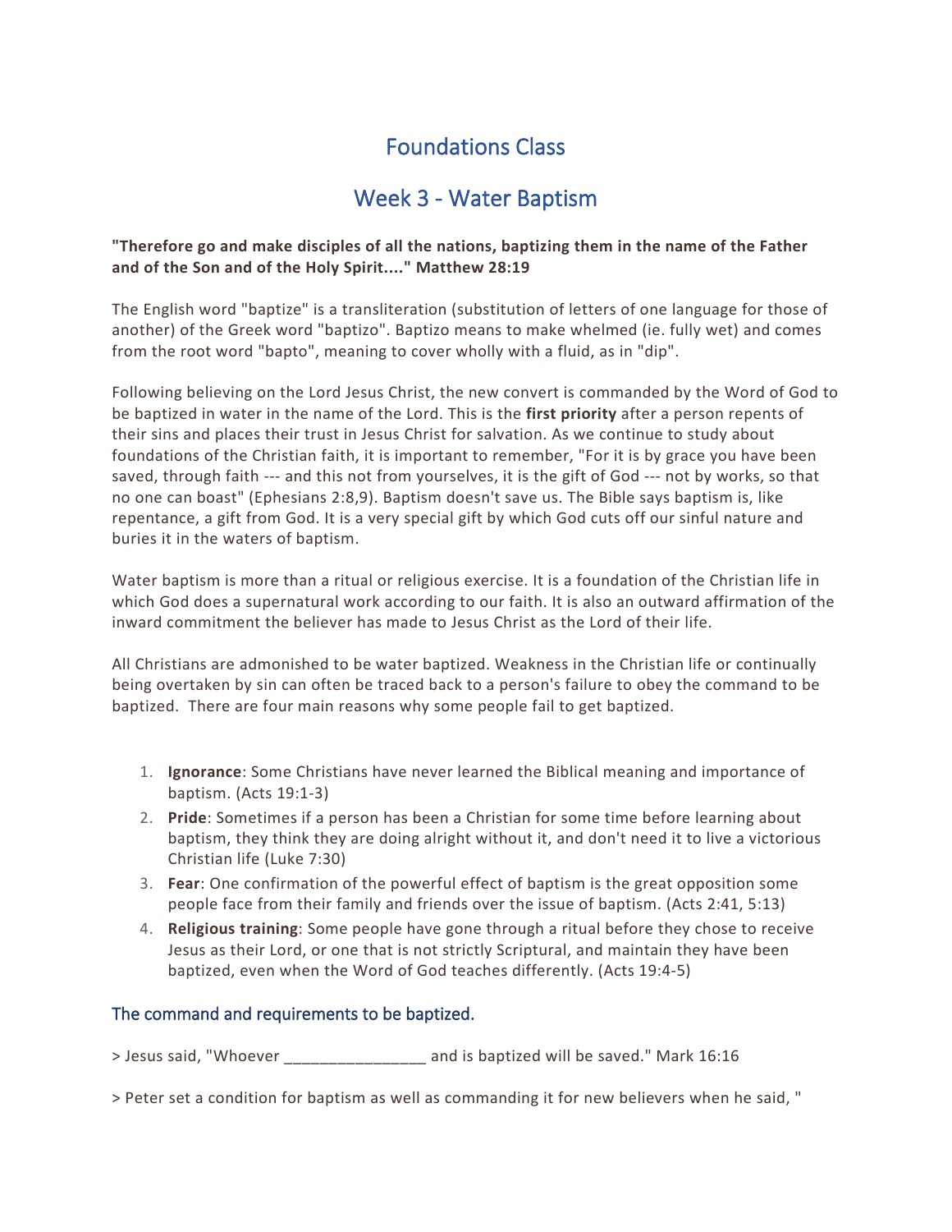# Foundations Class

## Week 3 - Water Baptism

**"Therefore go and make disciples of all the nations, baptizing them in the name of the Father and of the Son and of the Holy Spirit...." Matthew 28:19**

The English word "baptize" is a transliteration (substitution of letters of one language for those of another) of the Greek word "baptizo". Baptizo means to make whelmed (ie. fully wet) and comes from the root word "bapto", meaning to cover wholly with a fluid, as in "dip".

Following believing on the Lord Jesus Christ, the new convert is commanded by the Word of God to be baptized in water in the name of the Lord. This is the **first priority** after a person repents of their sins and places their trust in Jesus Christ for salvation. As we continue to study about foundations of the Christian faith, it is important to remember, "For it is by grace you have been saved, through faith --- and this not from yourselves, it is the gift of God --- not by works, so that no one can boast" (Ephesians 2:8,9). Baptism doesn't save us. The Bible says baptism is, like repentance, a gift from God. It is a very special gift by which God cuts off our sinful nature and buries it in the waters of baptism.

Water baptism is more than a ritual or religious exercise. It is a foundation of the Christian life in which God does a supernatural work according to our faith. It is also an outward affirmation of the inward commitment the believer has made to Jesus Christ as the Lord of their life.

All Christians are admonished to be water baptized. Weakness in the Christian life or continually being overtaken by sin can often be traced back to a person's failure to obey the command to be baptized. There are four main reasons why some people fail to get baptized.

1. **Ignorance**: Some Christians have never learned the Biblical meaning and importance of baptism. (Acts 19:1-3)
2. **Pride**: Sometimes if a person has been a Christian for some time before learning about baptism, they think they are doing alright without it, and don't need it to live a victorious Christian life (Luke 7:30)
3. **Fear**: One confirmation of the powerful effect of baptism is the great opposition some people face from their family and friends over the issue of baptism. (Acts 2:41, 5:13)
4. **Religious training**: Some people have gone through a ritual before they chose to receive Jesus as their Lord, or one that is not strictly Scriptural, and maintain they have been baptized, even when the Word of God teaches differently. (Acts 19:4-5)

### The command and requirements to be baptized.

> Jesus said, "Whoever ________________ and is baptized will be saved." Mark 16:16

> Peter set a condition for baptism as well as commanding it for new believers when he said, "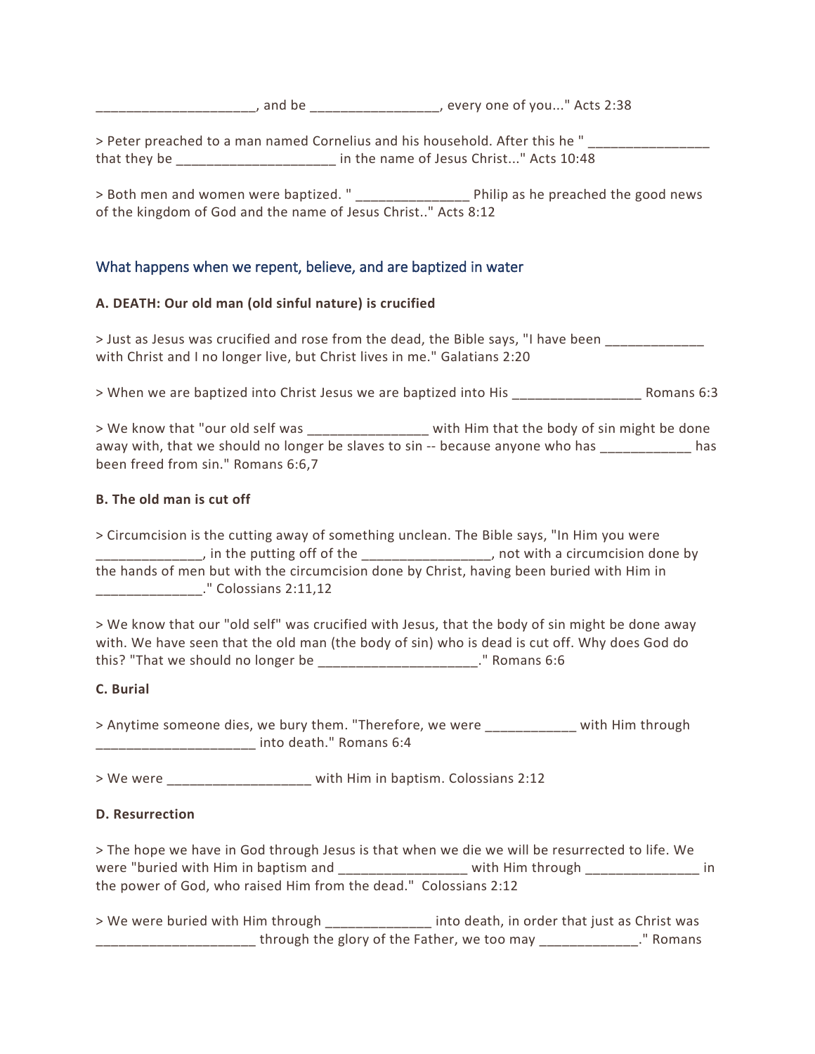_____________________, and be _________________, every one of you..." Acts 2:38

> Peter preached to a man named Cornelius and his household. After this he " ________________ that they be _____________________ in the name of Jesus Christ..." Acts 10:48

> Both men and women were baptized. " _______________ Philip as he preached the good news of the kingdom of God and the name of Jesus Christ.." Acts 8:12

## What happens when we repent, believe, and are baptized in water

**A. DEATH: Our old man (old sinful nature) is crucified**

> Just as Jesus was crucified and rose from the dead, the Bible says, "I have been _____________ with Christ and I no longer live, but Christ lives in me." Galatians 2:20

> When we are baptized into Christ Jesus we are baptized into His _________________ Romans 6:3

> We know that "our old self was ________________ with Him that the body of sin might be done away with, that we should no longer be slaves to sin -- because anyone who has ____________ has been freed from sin." Romans 6:6,7

**B. The old man is cut off**

> Circumcision is the cutting away of something unclean. The Bible says, "In Him you were ______________, in the putting off of the _________________, not with a circumcision done by the hands of men but with the circumcision done by Christ, having been buried with Him in ______________." Colossians 2:11,12

> We know that our "old self" was crucified with Jesus, that the body of sin might be done away with. We have seen that the old man (the body of sin) who is dead is cut off. Why does God do this? "That we should no longer be _____________________." Romans 6:6

**C. Burial**

> Anytime someone dies, we bury them. "Therefore, we were ____________ with Him through _____________________ into death." Romans 6:4

> We were ___________________ with Him in baptism. Colossians 2:12

**D. Resurrection**

> The hope we have in God through Jesus is that when we die we will be resurrected to life. We were "buried with Him in baptism and _________________ with Him through _______________ in the power of God, who raised Him from the dead." Colossians 2:12

> We were buried with Him through ______________ into death, in order that just as Christ was _____________________ through the glory of the Father, we too may _____________." Romans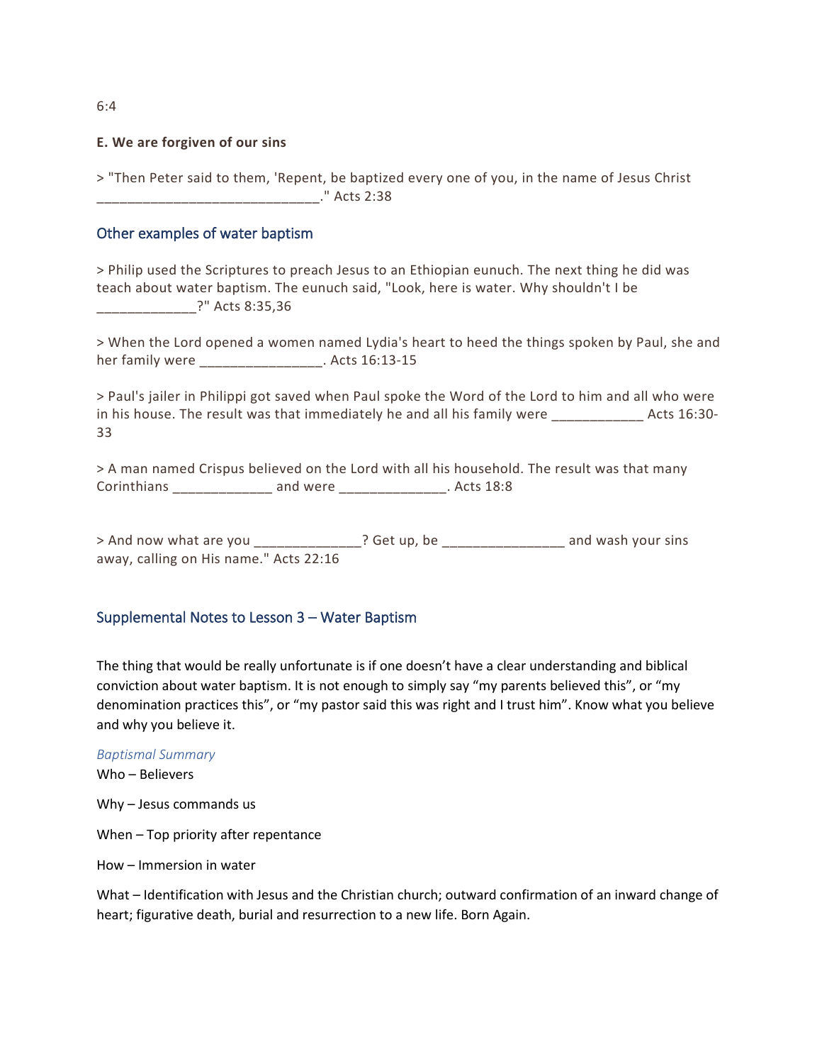6:4

**E. We are forgiven of our sins**

> "Then Peter said to them, 'Repent, be baptized every one of you, in the name of Jesus Christ _____________________________." Acts 2:38

## Other examples of water baptism

> Philip used the Scriptures to preach Jesus to an Ethiopian eunuch. The next thing he did was teach about water baptism. The eunuch said, "Look, here is water. Why shouldn't I be _____________?" Acts 8:35,36

> When the Lord opened a women named Lydia's heart to heed the things spoken by Paul, she and her family were ________________. Acts 16:13-15

> Paul's jailer in Philippi got saved when Paul spoke the Word of the Lord to him and all who were in his house. The result was that immediately he and all his family were ____________ Acts 16:30-33

> A man named Crispus believed on the Lord with all his household. The result was that many Corinthians _____________ and were ______________. Acts 18:8

> And now what are you ______________? Get up, be ________________ and wash your sins away, calling on His name." Acts 22:16

## Supplemental Notes to Lesson 3 – Water Baptism

The thing that would be really unfortunate is if one doesn't have a clear understanding and biblical conviction about water baptism. It is not enough to simply say "my parents believed this", or "my denomination practices this", or "my pastor said this was right and I trust him". Know what you believe and why you believe it.

*Baptismal Summary*

Who – Believers

Why – Jesus commands us

When – Top priority after repentance

How – Immersion in water

What – Identification with Jesus and the Christian church; outward confirmation of an inward change of heart; figurative death, burial and resurrection to a new life. Born Again.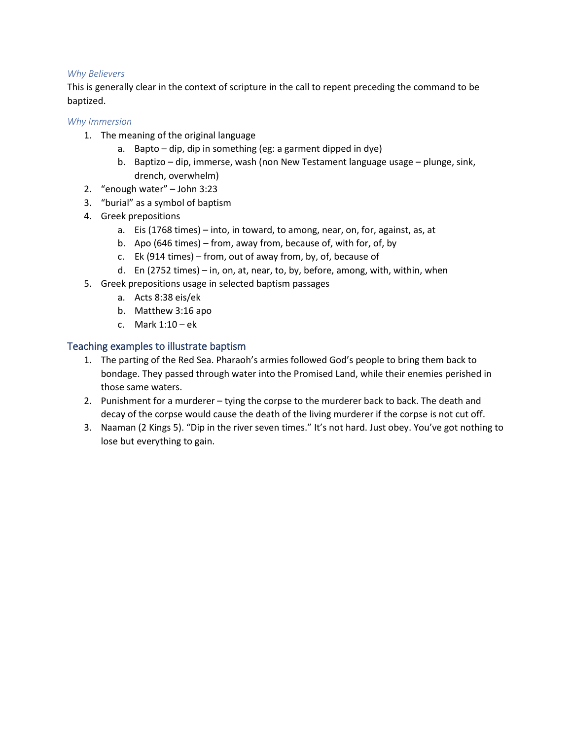### *Why Believers*

This is generally clear in the context of scripture in the call to repent preceding the command to be baptized.

### *Why Immersion*

1. The meaning of the original language
   a. Bapto – dip, dip in something (eg: a garment dipped in dye)
   b. Baptizo – dip, immerse, wash (non New Testament language usage – plunge, sink, drench, overwhelm)
2. "enough water" – John 3:23
3. "burial" as a symbol of baptism
4. Greek prepositions
   a. Eis (1768 times) – into, in toward, to among, near, on, for, against, as, at
   b. Apo (646 times) – from, away from, because of, with for, of, by
   c. Ek (914 times) – from, out of away from, by, of, because of
   d. En (2752 times) – in, on, at, near, to, by, before, among, with, within, when
5. Greek prepositions usage in selected baptism passages
   a. Acts 8:38 eis/ek
   b. Matthew 3:16 apo
   c. Mark 1:10 – ek

## Teaching examples to illustrate baptism

1. The parting of the Red Sea. Pharaoh's armies followed God's people to bring them back to bondage. They passed through water into the Promised Land, while their enemies perished in those same waters.
2. Punishment for a murderer – tying the corpse to the murderer back to back. The death and decay of the corpse would cause the death of the living murderer if the corpse is not cut off.
3. Naaman (2 Kings 5). "Dip in the river seven times." It's not hard. Just obey. You've got nothing to lose but everything to gain.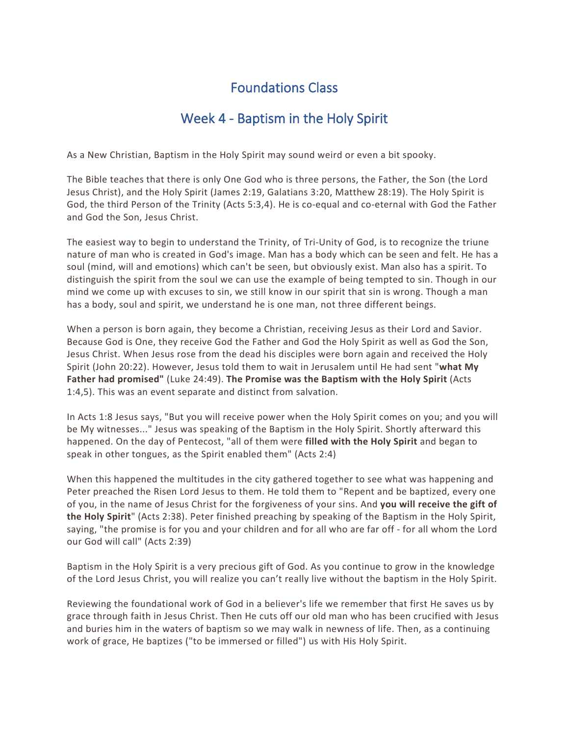# Foundations Class

## Week 4 - Baptism in the Holy Spirit

As a New Christian, Baptism in the Holy Spirit may sound weird or even a bit spooky.

The Bible teaches that there is only One God who is three persons, the Father, the Son (the Lord Jesus Christ), and the Holy Spirit (James 2:19, Galatians 3:20, Matthew 28:19). The Holy Spirit is God, the third Person of the Trinity (Acts 5:3,4). He is co-equal and co-eternal with God the Father and God the Son, Jesus Christ.

The easiest way to begin to understand the Trinity, of Tri-Unity of God, is to recognize the triune nature of man who is created in God's image. Man has a body which can be seen and felt. He has a soul (mind, will and emotions) which can't be seen, but obviously exist. Man also has a spirit. To distinguish the spirit from the soul we can use the example of being tempted to sin. Though in our mind we come up with excuses to sin, we still know in our spirit that sin is wrong. Though a man has a body, soul and spirit, we understand he is one man, not three different beings.

When a person is born again, they become a Christian, receiving Jesus as their Lord and Savior. Because God is One, they receive God the Father and God the Holy Spirit as well as God the Son, Jesus Christ. When Jesus rose from the dead his disciples were born again and received the Holy Spirit (John 20:22). However, Jesus told them to wait in Jerusalem until He had sent "**what My Father had promised"** (Luke 24:49). **The Promise was the Baptism with the Holy Spirit** (Acts 1:4,5). This was an event separate and distinct from salvation.

In Acts 1:8 Jesus says, "But you will receive power when the Holy Spirit comes on you; and you will be My witnesses..." Jesus was speaking of the Baptism in the Holy Spirit. Shortly afterward this happened. On the day of Pentecost, "all of them were **filled with the Holy Spirit** and began to speak in other tongues, as the Spirit enabled them" (Acts 2:4)

When this happened the multitudes in the city gathered together to see what was happening and Peter preached the Risen Lord Jesus to them. He told them to "Repent and be baptized, every one of you, in the name of Jesus Christ for the forgiveness of your sins. And **you will receive the gift of the Holy Spirit**" (Acts 2:38). Peter finished preaching by speaking of the Baptism in the Holy Spirit, saying, "the promise is for you and your children and for all who are far off - for all whom the Lord our God will call" (Acts 2:39)

Baptism in the Holy Spirit is a very precious gift of God. As you continue to grow in the knowledge of the Lord Jesus Christ, you will realize you can't really live without the baptism in the Holy Spirit.

Reviewing the foundational work of God in a believer's life we remember that first He saves us by grace through faith in Jesus Christ. Then He cuts off our old man who has been crucified with Jesus and buries him in the waters of baptism so we may walk in newness of life. Then, as a continuing work of grace, He baptizes ("to be immersed or filled") us with His Holy Spirit.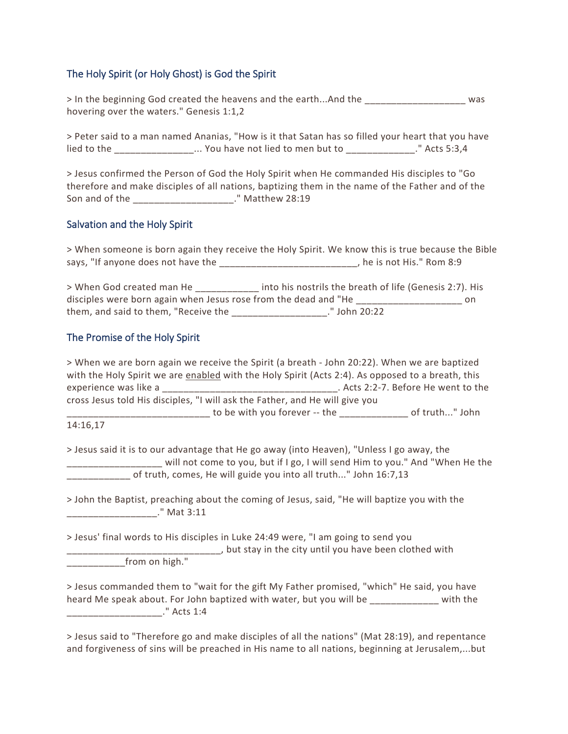## The Holy Spirit (or Holy Ghost) is God the Spirit

> In the beginning God created the heavens and the earth...And the ___________________ was hovering over the waters." Genesis 1:1,2

> Peter said to a man named Ananias, "How is it that Satan has so filled your heart that you have lied to the _______________... You have not lied to men but to _____________." Acts 5:3,4

> Jesus confirmed the Person of God the Holy Spirit when He commanded His disciples to "Go therefore and make disciples of all nations, baptizing them in the name of the Father and of the Son and of the ___________________." Matthew 28:19

## Salvation and the Holy Spirit

> When someone is born again they receive the Holy Spirit. We know this is true because the Bible says, "If anyone does not have the __________________________, he is not His." Rom 8:9

> When God created man He ____________ into his nostrils the breath of life (Genesis 2:7). His disciples were born again when Jesus rose from the dead and "He ____________________ on them, and said to them, "Receive the __________________." John 20:22

## The Promise of the Holy Spirit

> When we are born again we receive the Spirit (a breath - John 20:22). When we are baptized with the Holy Spirit we are <u>enabled</u> with the Holy Spirit (Acts 2:4). As opposed to a breath, this experience was like a _________________________________. Acts 2:2-7. Before He went to the cross Jesus told His disciples, "I will ask the Father, and He will give you ___________________________ to be with you forever -- the _____________ of truth..." John 14:16,17

> Jesus said it is to our advantage that He go away (into Heaven), "Unless I go away, the __________________ will not come to you, but if I go, I will send Him to you." And "When He the ____________ of truth, comes, He will guide you into all truth..." John 16:7,13

> John the Baptist, preaching about the coming of Jesus, said, "He will baptize you with the _________________." Mat 3:11

> Jesus' final words to His disciples in Luke 24:49 were, "I am going to send you _____________________________, but stay in the city until you have been clothed with ___________from on high."

> Jesus commanded them to "wait for the gift My Father promised, "which" He said, you have heard Me speak about. For John baptized with water, but you will be _____________ with the __________________." Acts 1:4

> Jesus said to "Therefore go and make disciples of all the nations" (Mat 28:19), and repentance and forgiveness of sins will be preached in His name to all nations, beginning at Jerusalem,...but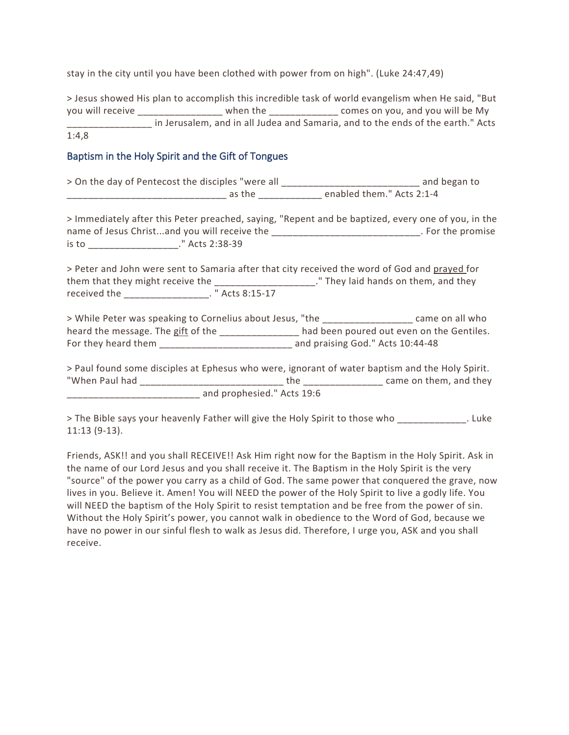stay in the city until you have been clothed with power from on high". (Luke 24:47,49)

> Jesus showed His plan to accomplish this incredible task of world evangelism when He said, "But you will receive ________________ when the _____________ comes on you, and you will be My ________________ in Jerusalem, and in all Judea and Samaria, and to the ends of the earth." Acts 1:4,8

## Baptism in the Holy Spirit and the Gift of Tongues

> On the day of Pentecost the disciples "were all ___________________________ and began to _______________________________ as the ____________ enabled them." Acts 2:1-4

> Immediately after this Peter preached, saying, "Repent and be baptized, every one of you, in the name of Jesus Christ...and you will receive the ____________________________. For the promise is to _________________." Acts 2:38-39

> Peter and John were sent to Samaria after that city received the word of God and prayed for them that they might receive the ___________________." They laid hands on them, and they received the ________________. " Acts 8:15-17

> While Peter was speaking to Cornelius about Jesus, "the _________________ came on all who heard the message. The gift of the _______________ had been poured out even on the Gentiles. For they heard them _________________________ and praising God." Acts 10:44-48

> Paul found some disciples at Ephesus who were, ignorant of water baptism and the Holy Spirit. "When Paul had ___________________________ the _______________ came on them, and they _________________________ and prophesied." Acts 19:6

> The Bible says your heavenly Father will give the Holy Spirit to those who _____________. Luke 11:13 (9-13).

Friends, ASK!! and you shall RECEIVE!! Ask Him right now for the Baptism in the Holy Spirit. Ask in the name of our Lord Jesus and you shall receive it. The Baptism in the Holy Spirit is the very "source" of the power you carry as a child of God. The same power that conquered the grave, now lives in you. Believe it. Amen! You will NEED the power of the Holy Spirit to live a godly life. You will NEED the baptism of the Holy Spirit to resist temptation and be free from the power of sin. Without the Holy Spirit's power, you cannot walk in obedience to the Word of God, because we have no power in our sinful flesh to walk as Jesus did. Therefore, I urge you, ASK and you shall receive.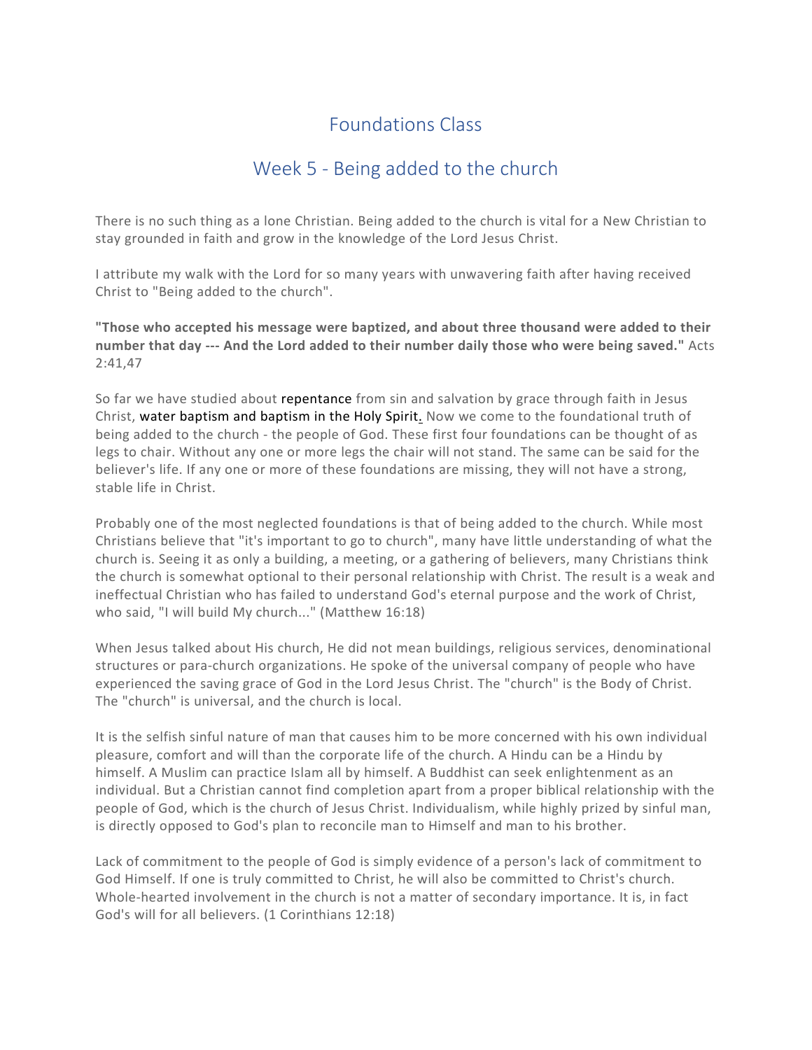# Foundations Class

## Week 5 - Being added to the church

There is no such thing as a lone Christian. Being added to the church is vital for a New Christian to stay grounded in faith and grow in the knowledge of the Lord Jesus Christ.

I attribute my walk with the Lord for so many years with unwavering faith after having received Christ to "Being added to the church".

**"Those who accepted his message were baptized, and about three thousand were added to their number that day --- And the Lord added to their number daily those who were being saved."** Acts 2:41,47

So far we have studied about repentance from sin and salvation by grace through faith in Jesus Christ, water baptism and baptism in the Holy Spirit. Now we come to the foundational truth of being added to the church - the people of God. These first four foundations can be thought of as legs to chair. Without any one or more legs the chair will not stand. The same can be said for the believer's life. If any one or more of these foundations are missing, they will not have a strong, stable life in Christ.

Probably one of the most neglected foundations is that of being added to the church. While most Christians believe that "it's important to go to church", many have little understanding of what the church is. Seeing it as only a building, a meeting, or a gathering of believers, many Christians think the church is somewhat optional to their personal relationship with Christ. The result is a weak and ineffectual Christian who has failed to understand God's eternal purpose and the work of Christ, who said, "I will build My church..." (Matthew 16:18)

When Jesus talked about His church, He did not mean buildings, religious services, denominational structures or para-church organizations. He spoke of the universal company of people who have experienced the saving grace of God in the Lord Jesus Christ. The "church" is the Body of Christ. The "church" is universal, and the church is local.

It is the selfish sinful nature of man that causes him to be more concerned with his own individual pleasure, comfort and will than the corporate life of the church. A Hindu can be a Hindu by himself. A Muslim can practice Islam all by himself. A Buddhist can seek enlightenment as an individual. But a Christian cannot find completion apart from a proper biblical relationship with the people of God, which is the church of Jesus Christ. Individualism, while highly prized by sinful man, is directly opposed to God's plan to reconcile man to Himself and man to his brother.

Lack of commitment to the people of God is simply evidence of a person's lack of commitment to God Himself. If one is truly committed to Christ, he will also be committed to Christ's church. Whole-hearted involvement in the church is not a matter of secondary importance. It is, in fact God's will for all believers. (1 Corinthians 12:18)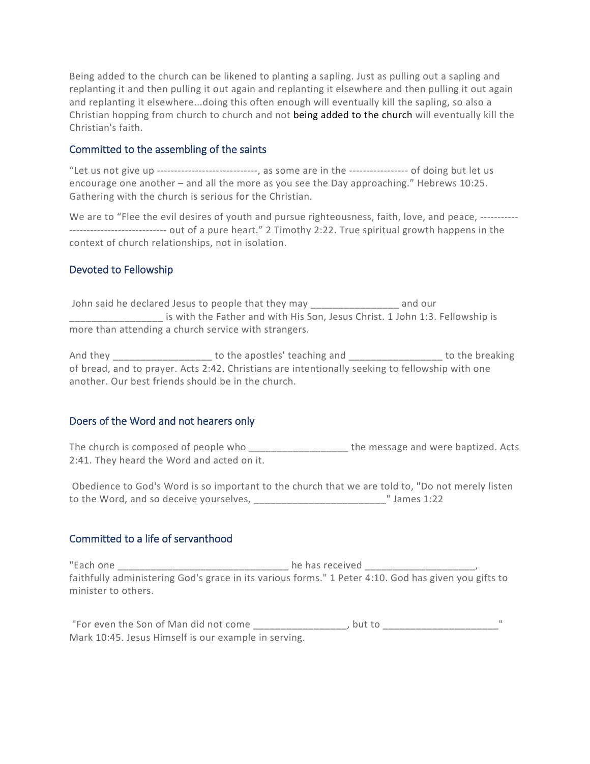Being added to the church can be likened to planting a sapling. Just as pulling out a sapling and replanting it and then pulling it out again and replanting it elsewhere and then pulling it out again and replanting it elsewhere...doing this often enough will eventually kill the sapling, so also a Christian hopping from church to church and not being added to the church will eventually kill the Christian's faith.

### Committed to the assembling of the saints

"Let us not give up ----------------------------, as some are in the ---------------- of doing but let us encourage one another – and all the more as you see the Day approaching." Hebrews 10:25. Gathering with the church is serious for the Christian.

We are to "Flee the evil desires of youth and pursue righteousness, faith, love, and peace, -------------------------------------- out of a pure heart." 2 Timothy 2:22. True spiritual growth happens in the context of church relationships, not in isolation.

### Devoted to Fellowship

John said he declared Jesus to people that they may ________________ and our _________________ is with the Father and with His Son, Jesus Christ. 1 John 1:3. Fellowship is more than attending a church service with strangers.

And they __________________ to the apostles' teaching and _________________ to the breaking of bread, and to prayer. Acts 2:42. Christians are intentionally seeking to fellowship with one another. Our best friends should be in the church.

### Doers of the Word and not hearers only

The church is composed of people who __________________ the message and were baptized. Acts 2:41. They heard the Word and acted on it.

Obedience to God's Word is so important to the church that we are told to, "Do not merely listen to the Word, and so deceive yourselves, ________________________" James 1:22

### Committed to a life of servanthood

"Each one _______________________________ he has received ____________________, faithfully administering God's grace in its various forms." 1 Peter 4:10. God has given you gifts to minister to others.

"For even the Son of Man did not come _________________, but to _____________________" Mark 10:45. Jesus Himself is our example in serving.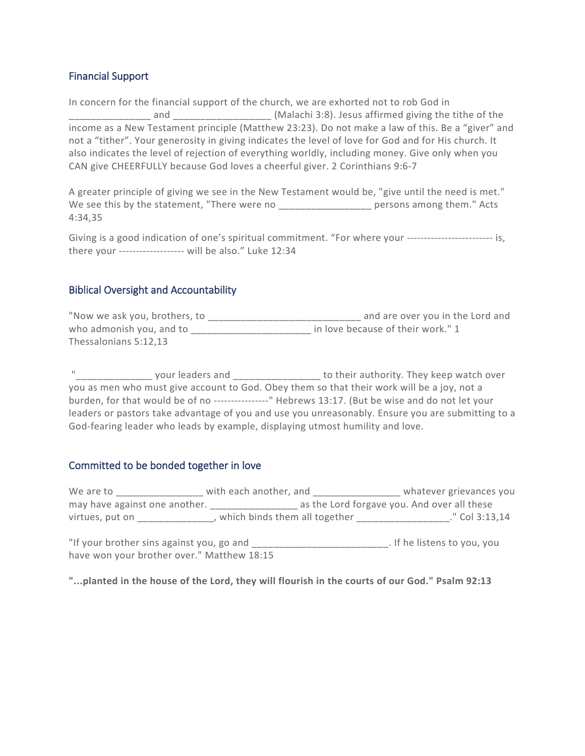## Financial Support

In concern for the financial support of the church, we are exhorted not to rob God in _______________ and __________________ (Malachi 3:8). Jesus affirmed giving the tithe of the income as a New Testament principle (Matthew 23:23). Do not make a law of this. Be a "giver" and not a "tither". Your generosity in giving indicates the level of love for God and for His church. It also indicates the level of rejection of everything worldly, including money. Give only when you CAN give CHEERFULLY because God loves a cheerful giver. 2 Corinthians 9:6-7

A greater principle of giving we see in the New Testament would be, "give until the need is met." We see this by the statement, "There were no _________________ persons among them." Acts 4:34,35

Giving is a good indication of one's spiritual commitment. "For where your ------------------------- is, there your ------------------- will be also." Luke 12:34

## Biblical Oversight and Accountability

"Now we ask you, brothers, to ____________________________ and are over you in the Lord and who admonish you, and to ______________________ in love because of their work." 1 Thessalonians 5:12,13

"______________ your leaders and ________________ to their authority. They keep watch over you as men who must give account to God. Obey them so that their work will be a joy, not a burden, for that would be of no ----------------" Hebrews 13:17. (But be wise and do not let your leaders or pastors take advantage of you and use you unreasonably. Ensure you are submitting to a God-fearing leader who leads by example, displaying utmost humility and love.

## Committed to be bonded together in love

We are to ________________ with each another, and ________________ whatever grievances you may have against one another. ________________ as the Lord forgave you. And over all these virtues, put on ______________, which binds them all together _________________." Col 3:13,14

"If your brother sins against you, go and _________________________. If he listens to you, you have won your brother over." Matthew 18:15

**"...planted in the house of the Lord, they will flourish in the courts of our God." Psalm 92:13**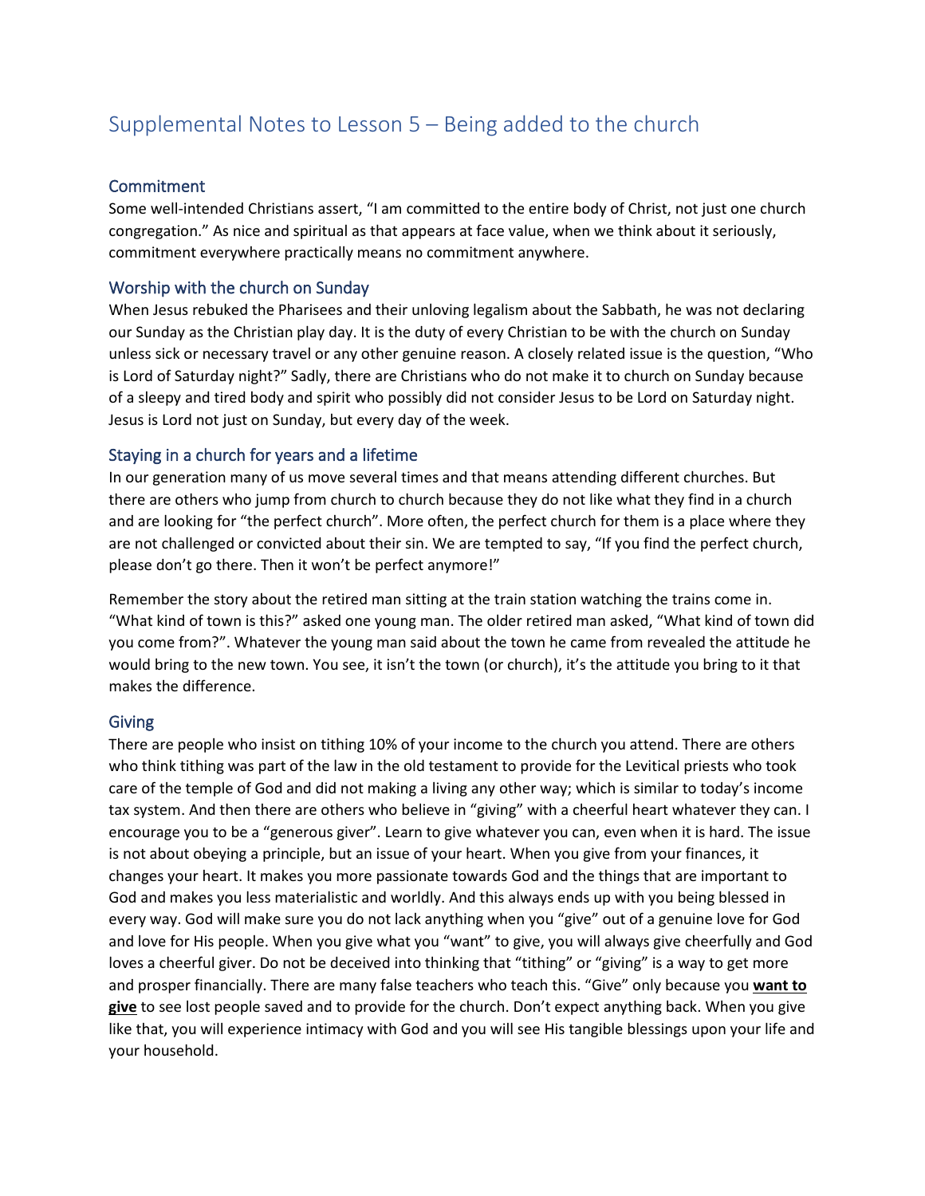# Supplemental Notes to Lesson 5 – Being added to the church

## Commitment

Some well-intended Christians assert, “I am committed to the entire body of Christ, not just one church congregation.” As nice and spiritual as that appears at face value, when we think about it seriously, commitment everywhere practically means no commitment anywhere.

## Worship with the church on Sunday

When Jesus rebuked the Pharisees and their unloving legalism about the Sabbath, he was not declaring our Sunday as the Christian play day. It is the duty of every Christian to be with the church on Sunday unless sick or necessary travel or any other genuine reason. A closely related issue is the question, “Who is Lord of Saturday night?” Sadly, there are Christians who do not make it to church on Sunday because of a sleepy and tired body and spirit who possibly did not consider Jesus to be Lord on Saturday night. Jesus is Lord not just on Sunday, but every day of the week.

## Staying in a church for years and a lifetime

In our generation many of us move several times and that means attending different churches. But there are others who jump from church to church because they do not like what they find in a church and are looking for “the perfect church”. More often, the perfect church for them is a place where they are not challenged or convicted about their sin. We are tempted to say, “If you find the perfect church, please don’t go there. Then it won’t be perfect anymore!”

Remember the story about the retired man sitting at the train station watching the trains come in. “What kind of town is this?” asked one young man. The older retired man asked, “What kind of town did you come from?”. Whatever the young man said about the town he came from revealed the attitude he would bring to the new town. You see, it isn’t the town (or church), it’s the attitude you bring to it that makes the difference.

## Giving

There are people who insist on tithing 10% of your income to the church you attend. There are others who think tithing was part of the law in the old testament to provide for the Levitical priests who took care of the temple of God and did not making a living any other way; which is similar to today’s income tax system. And then there are others who believe in “giving” with a cheerful heart whatever they can. I encourage you to be a “generous giver”. Learn to give whatever you can, even when it is hard. The issue is not about obeying a principle, but an issue of your heart. When you give from your finances, it changes your heart. It makes you more passionate towards God and the things that are important to God and makes you less materialistic and worldly. And this always ends up with you being blessed in every way. God will make sure you do not lack anything when you “give” out of a genuine love for God and love for His people. When you give what you “want” to give, you will always give cheerfully and God loves a cheerful giver. Do not be deceived into thinking that “tithing” or “giving” is a way to get more and prosper financially. There are many false teachers who teach this. “Give” only because you <u>**want to give**</u> to see lost people saved and to provide for the church. Don’t expect anything back. When you give like that, you will experience intimacy with God and you will see His tangible blessings upon your life and your household.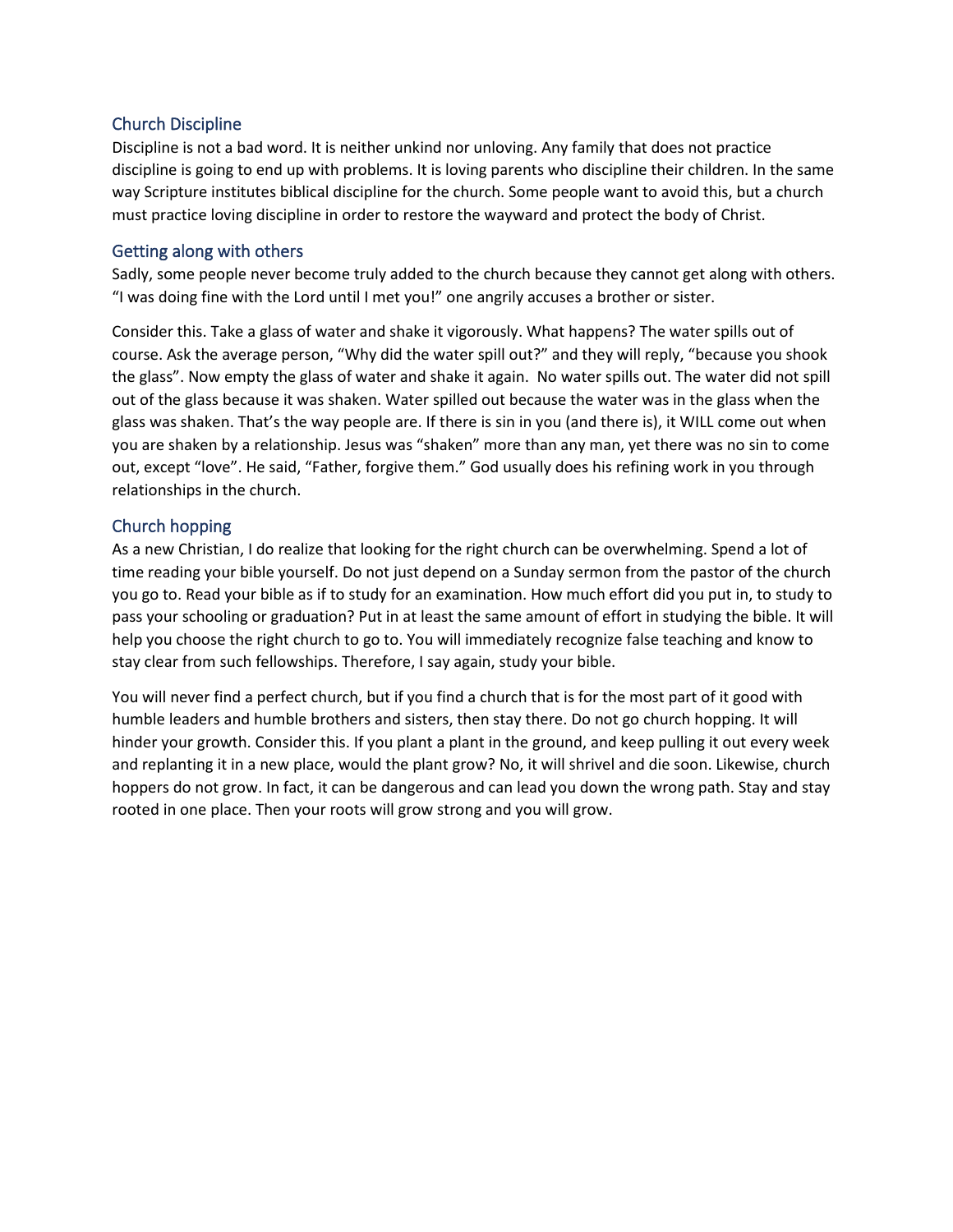## Church Discipline

Discipline is not a bad word. It is neither unkind nor unloving. Any family that does not practice discipline is going to end up with problems. It is loving parents who discipline their children. In the same way Scripture institutes biblical discipline for the church. Some people want to avoid this, but a church must practice loving discipline in order to restore the wayward and protect the body of Christ.

## Getting along with others

Sadly, some people never become truly added to the church because they cannot get along with others. "I was doing fine with the Lord until I met you!" one angrily accuses a brother or sister.

Consider this. Take a glass of water and shake it vigorously. What happens? The water spills out of course. Ask the average person, "Why did the water spill out?" and they will reply, "because you shook the glass". Now empty the glass of water and shake it again. No water spills out. The water did not spill out of the glass because it was shaken. Water spilled out because the water was in the glass when the glass was shaken. That's the way people are. If there is sin in you (and there is), it WILL come out when you are shaken by a relationship. Jesus was "shaken" more than any man, yet there was no sin to come out, except "love". He said, "Father, forgive them." God usually does his refining work in you through relationships in the church.

## Church hopping

As a new Christian, I do realize that looking for the right church can be overwhelming. Spend a lot of time reading your bible yourself. Do not just depend on a Sunday sermon from the pastor of the church you go to. Read your bible as if to study for an examination. How much effort did you put in, to study to pass your schooling or graduation? Put in at least the same amount of effort in studying the bible. It will help you choose the right church to go to. You will immediately recognize false teaching and know to stay clear from such fellowships. Therefore, I say again, study your bible.

You will never find a perfect church, but if you find a church that is for the most part of it good with humble leaders and humble brothers and sisters, then stay there. Do not go church hopping. It will hinder your growth. Consider this. If you plant a plant in the ground, and keep pulling it out every week and replanting it in a new place, would the plant grow? No, it will shrivel and die soon. Likewise, church hoppers do not grow. In fact, it can be dangerous and can lead you down the wrong path. Stay and stay rooted in one place. Then your roots will grow strong and you will grow.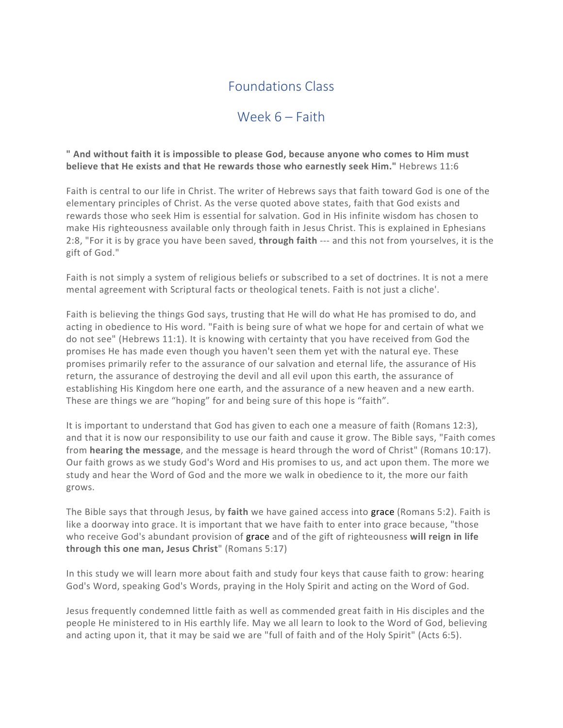# Foundations Class

## Week 6 – Faith

**" And without faith it is impossible to please God, because anyone who comes to Him must believe that He exists and that He rewards those who earnestly seek Him."** Hebrews 11:6

Faith is central to our life in Christ. The writer of Hebrews says that faith toward God is one of the elementary principles of Christ. As the verse quoted above states, faith that God exists and rewards those who seek Him is essential for salvation. God in His infinite wisdom has chosen to make His righteousness available only through faith in Jesus Christ. This is explained in Ephesians 2:8, "For it is by grace you have been saved, **through faith** --- and this not from yourselves, it is the gift of God."

Faith is not simply a system of religious beliefs or subscribed to a set of doctrines. It is not a mere mental agreement with Scriptural facts or theological tenets. Faith is not just a cliche'.

Faith is believing the things God says, trusting that He will do what He has promised to do, and acting in obedience to His word. "Faith is being sure of what we hope for and certain of what we do not see" (Hebrews 11:1). It is knowing with certainty that you have received from God the promises He has made even though you haven't seen them yet with the natural eye. These promises primarily refer to the assurance of our salvation and eternal life, the assurance of His return, the assurance of destroying the devil and all evil upon this earth, the assurance of establishing His Kingdom here one earth, and the assurance of a new heaven and a new earth. These are things we are "hoping" for and being sure of this hope is "faith".

It is important to understand that God has given to each one a measure of faith (Romans 12:3), and that it is now our responsibility to use our faith and cause it grow. The Bible says, "Faith comes from **hearing the message**, and the message is heard through the word of Christ" (Romans 10:17). Our faith grows as we study God's Word and His promises to us, and act upon them. The more we study and hear the Word of God and the more we walk in obedience to it, the more our faith grows.

The Bible says that through Jesus, by **faith** we have gained access into grace (Romans 5:2). Faith is like a doorway into grace. It is important that we have faith to enter into grace because, "those who receive God's abundant provision of grace and of the gift of righteousness **will reign in life through this one man, Jesus Christ**" (Romans 5:17)

In this study we will learn more about faith and study four keys that cause faith to grow: hearing God's Word, speaking God's Words, praying in the Holy Spirit and acting on the Word of God.

Jesus frequently condemned little faith as well as commended great faith in His disciples and the people He ministered to in His earthly life. May we all learn to look to the Word of God, believing and acting upon it, that it may be said we are "full of faith and of the Holy Spirit" (Acts 6:5).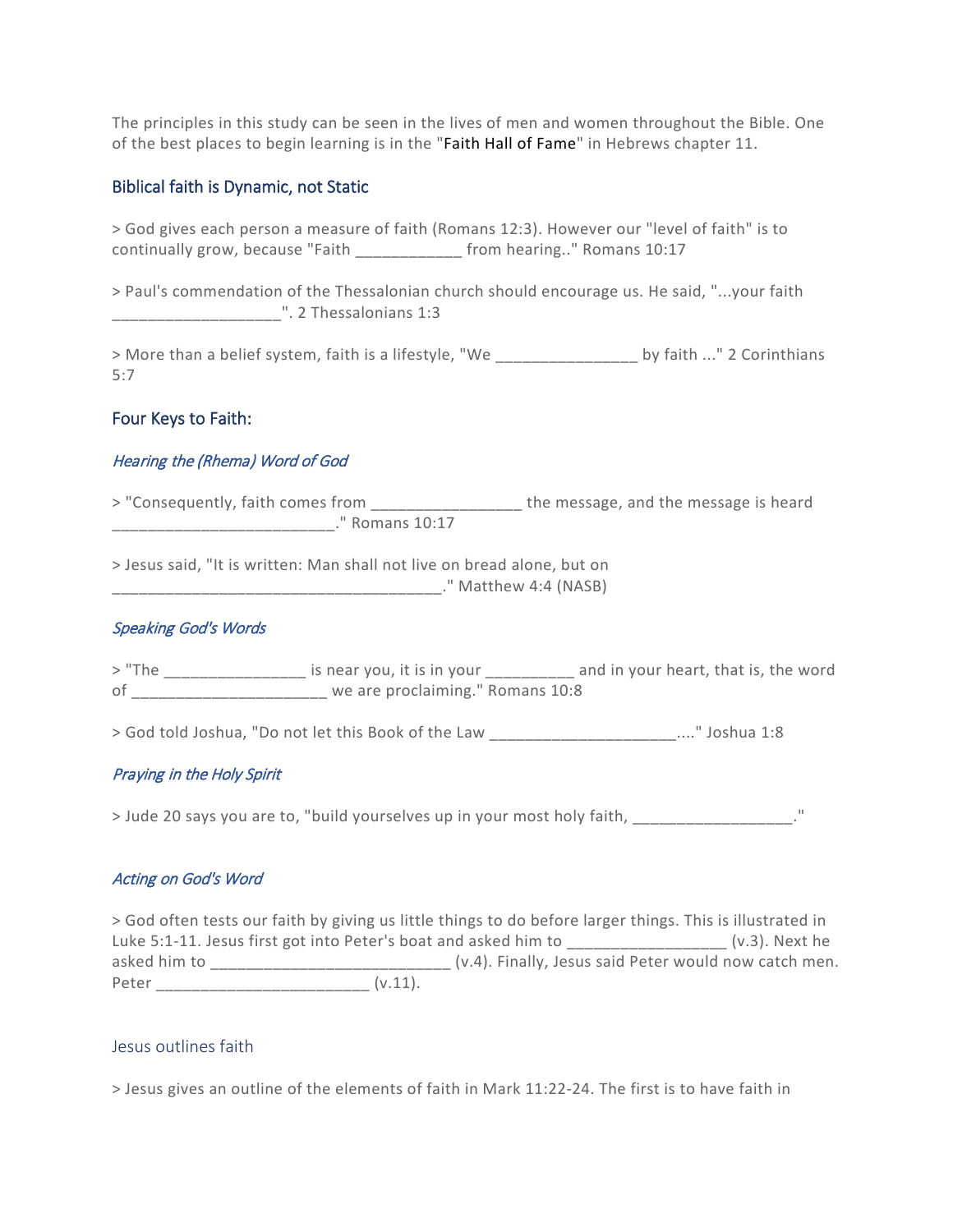The principles in this study can be seen in the lives of men and women throughout the Bible. One of the best places to begin learning is in the "Faith Hall of Fame" in Hebrews chapter 11.

## Biblical faith is Dynamic, not Static

> God gives each person a measure of faith (Romans 12:3). However our "level of faith" is to continually grow, because "Faith ____________ from hearing.." Romans 10:17

> Paul's commendation of the Thessalonian church should encourage us. He said, "...your faith ___________________". 2 Thessalonians 1:3

> More than a belief system, faith is a lifestyle, "We ________________ by faith ..." 2 Corinthians 5:7

## Four Keys to Faith:

### *Hearing the (Rhema) Word of God*

> "Consequently, faith comes from _________________ the message, and the message is heard _________________________." Romans 10:17

> Jesus said, "It is written: Man shall not live on bread alone, but on _____________________________________." Matthew 4:4 (NASB)

### *Speaking God's Words*

> "The ________________ is near you, it is in your __________ and in your heart, that is, the word of ______________________ we are proclaiming." Romans 10:8

> God told Joshua, "Do not let this Book of the Law _____________________...." Joshua 1:8

### *Praying in the Holy Spirit*

> Jude 20 says you are to, "build yourselves up in your most holy faith, __________________."

### *Acting on God's Word*

> God often tests our faith by giving us little things to do before larger things. This is illustrated in Luke 5:1-11. Jesus first got into Peter's boat and asked him to _________________ (v.3). Next he asked him to ___________________________ (v.4). Finally, Jesus said Peter would now catch men. Peter ________________________ (v.11).

## Jesus outlines faith

> Jesus gives an outline of the elements of faith in Mark 11:22-24. The first is to have faith in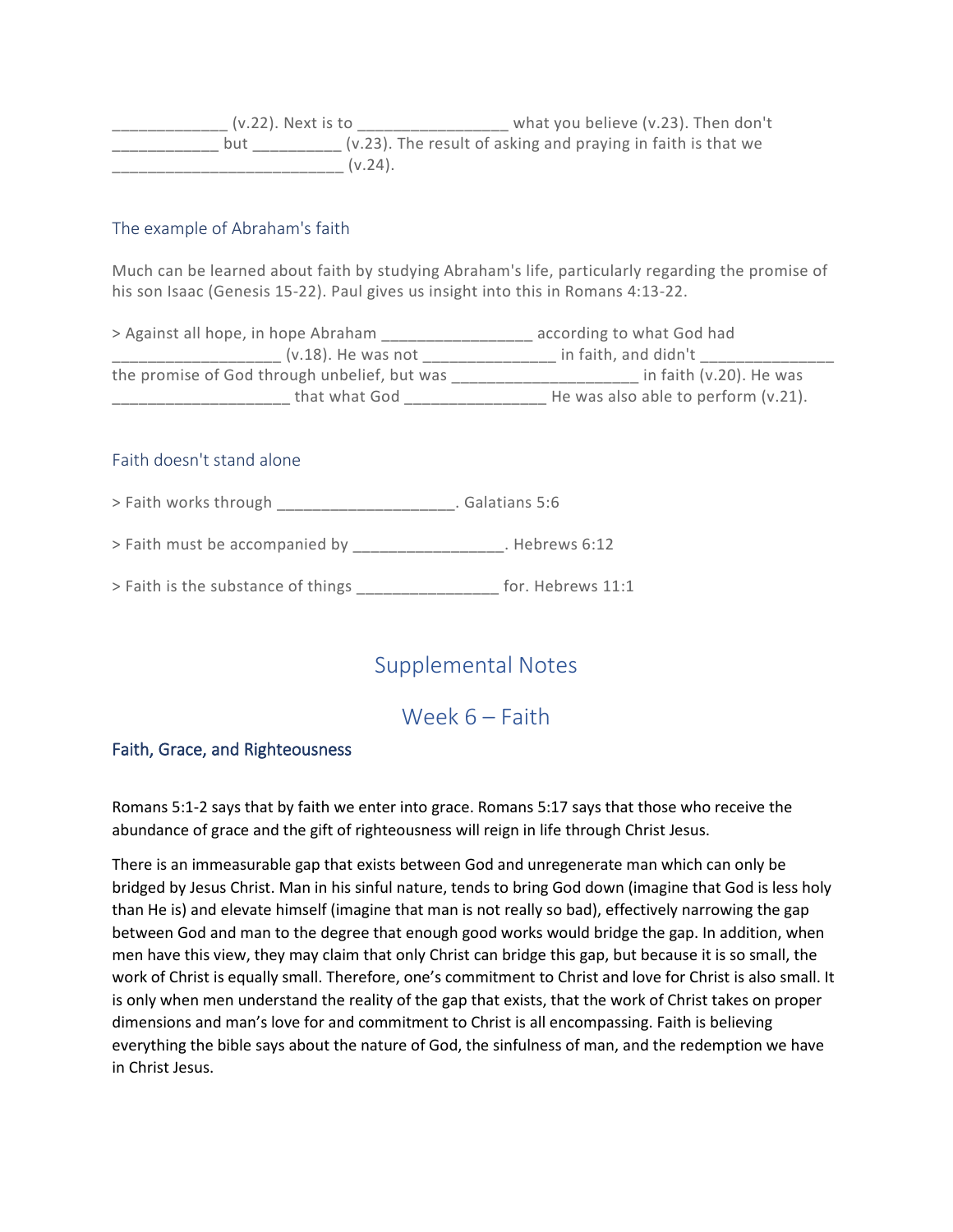_____________ (v.22). Next is to _________________ what you believe (v.23). Then don't ____________ but __________ (v.23). The result of asking and praying in faith is that we __________________________ (v.24).

### The example of Abraham's faith

Much can be learned about faith by studying Abraham's life, particularly regarding the promise of his son Isaac (Genesis 15-22). Paul gives us insight into this in Romans 4:13-22.

> Against all hope, in hope Abraham _________________ according to what God had ___________________ (v.18). He was not _______________ in faith, and didn't _______________ the promise of God through unbelief, but was _____________________ in faith (v.20). He was ____________________ that what God ________________ He was also able to perform (v.21).

### Faith doesn't stand alone

> Faith works through ____________________. Galatians 5:6

> Faith must be accompanied by _________________. Hebrews 6:12

> Faith is the substance of things ________________ for. Hebrews 11:1

# Supplemental Notes

# Week 6 – Faith

## Faith, Grace, and Righteousness

Romans 5:1-2 says that by faith we enter into grace. Romans 5:17 says that those who receive the abundance of grace and the gift of righteousness will reign in life through Christ Jesus.

There is an immeasurable gap that exists between God and unregenerate man which can only be bridged by Jesus Christ. Man in his sinful nature, tends to bring God down (imagine that God is less holy than He is) and elevate himself (imagine that man is not really so bad), effectively narrowing the gap between God and man to the degree that enough good works would bridge the gap. In addition, when men have this view, they may claim that only Christ can bridge this gap, but because it is so small, the work of Christ is equally small. Therefore, one's commitment to Christ and love for Christ is also small. It is only when men understand the reality of the gap that exists, that the work of Christ takes on proper dimensions and man's love for and commitment to Christ is all encompassing. Faith is believing everything the bible says about the nature of God, the sinfulness of man, and the redemption we have in Christ Jesus.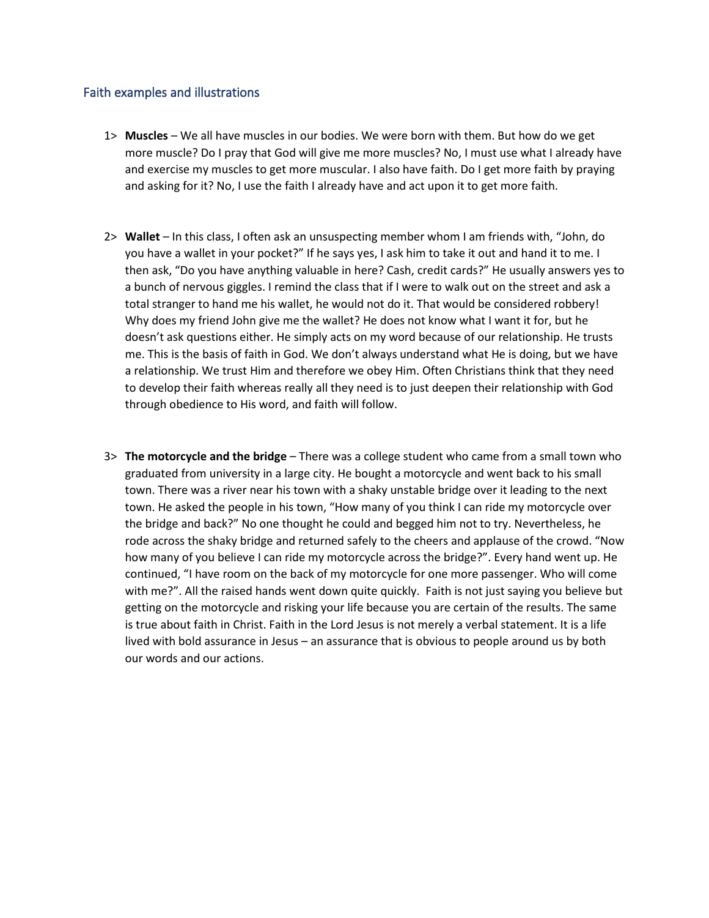## Faith examples and illustrations

1> **Muscles** – We all have muscles in our bodies. We were born with them. But how do we get more muscle? Do I pray that God will give me more muscles? No, I must use what I already have and exercise my muscles to get more muscular. I also have faith. Do I get more faith by praying and asking for it? No, I use the faith I already have and act upon it to get more faith.

2> **Wallet** – In this class, I often ask an unsuspecting member whom I am friends with, "John, do you have a wallet in your pocket?" If he says yes, I ask him to take it out and hand it to me. I then ask, "Do you have anything valuable in here? Cash, credit cards?" He usually answers yes to a bunch of nervous giggles. I remind the class that if I were to walk out on the street and ask a total stranger to hand me his wallet, he would not do it. That would be considered robbery! Why does my friend John give me the wallet? He does not know what I want it for, but he doesn't ask questions either. He simply acts on my word because of our relationship. He trusts me. This is the basis of faith in God. We don't always understand what He is doing, but we have a relationship. We trust Him and therefore we obey Him. Often Christians think that they need to develop their faith whereas really all they need is to just deepen their relationship with God through obedience to His word, and faith will follow.

3> **The motorcycle and the bridge** – There was a college student who came from a small town who graduated from university in a large city. He bought a motorcycle and went back to his small town. There was a river near his town with a shaky unstable bridge over it leading to the next town. He asked the people in his town, "How many of you think I can ride my motorcycle over the bridge and back?" No one thought he could and begged him not to try. Nevertheless, he rode across the shaky bridge and returned safely to the cheers and applause of the crowd. "Now how many of you believe I can ride my motorcycle across the bridge?". Every hand went up. He continued, "I have room on the back of my motorcycle for one more passenger. Who will come with me?". All the raised hands went down quite quickly. Faith is not just saying you believe but getting on the motorcycle and risking your life because you are certain of the results. The same is true about faith in Christ. Faith in the Lord Jesus is not merely a verbal statement. It is a life lived with bold assurance in Jesus – an assurance that is obvious to people around us by both our words and our actions.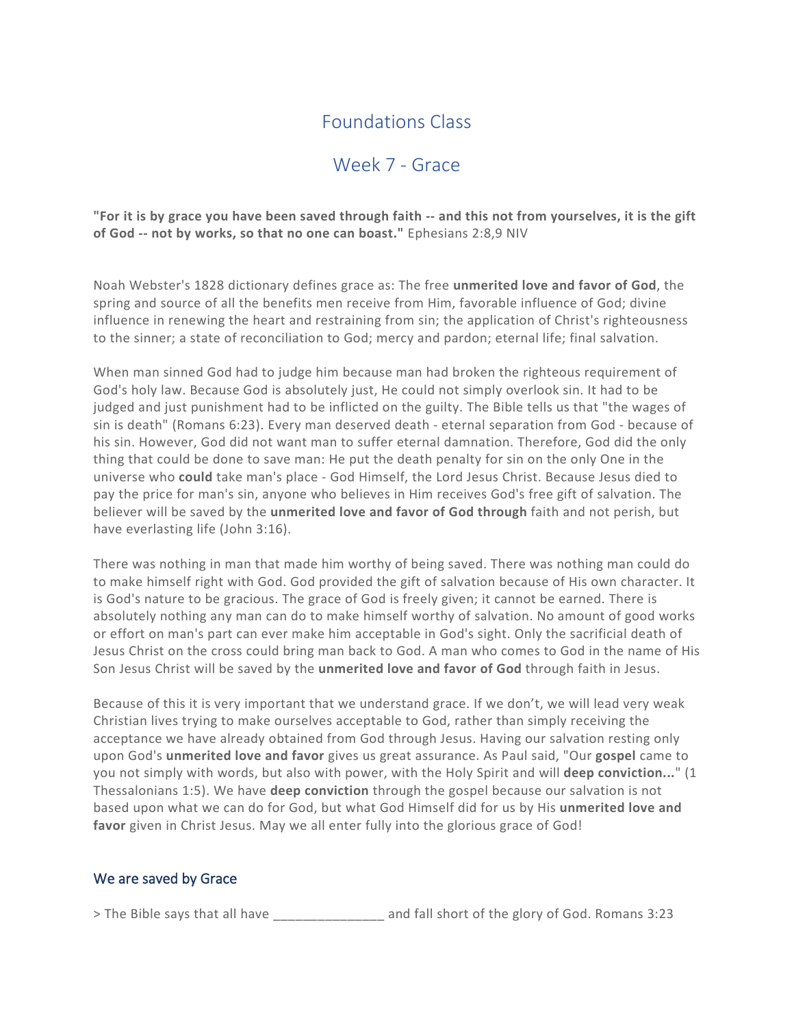# Foundations Class

## Week 7 - Grace

**"For it is by grace you have been saved through faith -- and this not from yourselves, it is the gift of God -- not by works, so that no one can boast."** Ephesians 2:8,9 NIV

Noah Webster's 1828 dictionary defines grace as: The free **unmerited love and favor of God**, the spring and source of all the benefits men receive from Him, favorable influence of God; divine influence in renewing the heart and restraining from sin; the application of Christ's righteousness to the sinner; a state of reconciliation to God; mercy and pardon; eternal life; final salvation.

When man sinned God had to judge him because man had broken the righteous requirement of God's holy law. Because God is absolutely just, He could not simply overlook sin. It had to be judged and just punishment had to be inflicted on the guilty. The Bible tells us that "the wages of sin is death" (Romans 6:23). Every man deserved death - eternal separation from God - because of his sin. However, God did not want man to suffer eternal damnation. Therefore, God did the only thing that could be done to save man: He put the death penalty for sin on the only One in the universe who **could** take man's place - God Himself, the Lord Jesus Christ. Because Jesus died to pay the price for man's sin, anyone who believes in Him receives God's free gift of salvation. The believer will be saved by the **unmerited love and favor of God through** faith and not perish, but have everlasting life (John 3:16).

There was nothing in man that made him worthy of being saved. There was nothing man could do to make himself right with God. God provided the gift of salvation because of His own character. It is God's nature to be gracious. The grace of God is freely given; it cannot be earned. There is absolutely nothing any man can do to make himself worthy of salvation. No amount of good works or effort on man's part can ever make him acceptable in God's sight. Only the sacrificial death of Jesus Christ on the cross could bring man back to God. A man who comes to God in the name of His Son Jesus Christ will be saved by the **unmerited love and favor of God** through faith in Jesus.

Because of this it is very important that we understand grace. If we don't, we will lead very weak Christian lives trying to make ourselves acceptable to God, rather than simply receiving the acceptance we have already obtained from God through Jesus. Having our salvation resting only upon God's **unmerited love and favor** gives us great assurance. As Paul said, "Our **gospel** came to you not simply with words, but also with power, with the Holy Spirit and will **deep conviction...**" (1 Thessalonians 1:5). We have **deep conviction** through the gospel because our salvation is not based upon what we can do for God, but what God Himself did for us by His **unmerited love and favor** given in Christ Jesus. May we all enter fully into the glorious grace of God!

### We are saved by Grace

> The Bible says that all have _______________ and fall short of the glory of God. Romans 3:23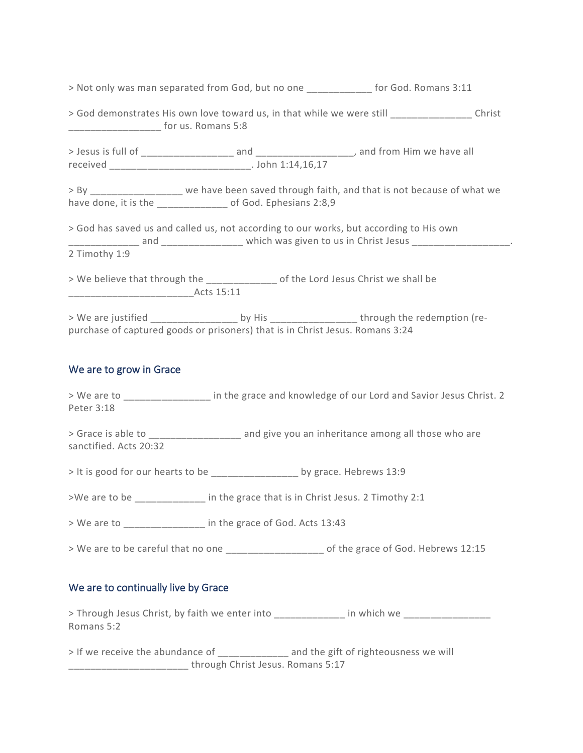> Not only was man separated from God, but no one ____________ for God. Romans 3:11

> God demonstrates His own love toward us, in that while we were still _______________ Christ _________________ for us. Romans 5:8

> Jesus is full of _________________ and __________________, and from Him we have all received ___________________________. John 1:14,16,17

> By _________________ we have been saved through faith, and that is not because of what we have done, it is the _____________ of God. Ephesians 2:8,9

> God has saved us and called us, not according to our works, but according to His own _____________ and _______________ which was given to us in Christ Jesus __________________. 2 Timothy 1:9

> We believe that through the _____________ of the Lord Jesus Christ we shall be _______________________Acts 15:11

> We are justified ________________ by His ________________ through the redemption (re-purchase of captured goods or prisoners) that is in Christ Jesus. Romans 3:24

## We are to grow in Grace

> We are to ________________ in the grace and knowledge of our Lord and Savior Jesus Christ. 2 Peter 3:18

> Grace is able to _________________ and give you an inheritance among all those who are sanctified. Acts 20:32

> It is good for our hearts to be ________________ by grace. Hebrews 13:9

>We are to be _____________ in the grace that is in Christ Jesus. 2 Timothy 2:1

> We are to _______________ in the grace of God. Acts 13:43

> We are to be careful that no one __________________ of the grace of God. Hebrews 12:15

## We are to continually live by Grace

> Through Jesus Christ, by faith we enter into _____________ in which we ________________ Romans 5:2

> If we receive the abundance of _____________ and the gift of righteousness we will ______________________ through Christ Jesus. Romans 5:17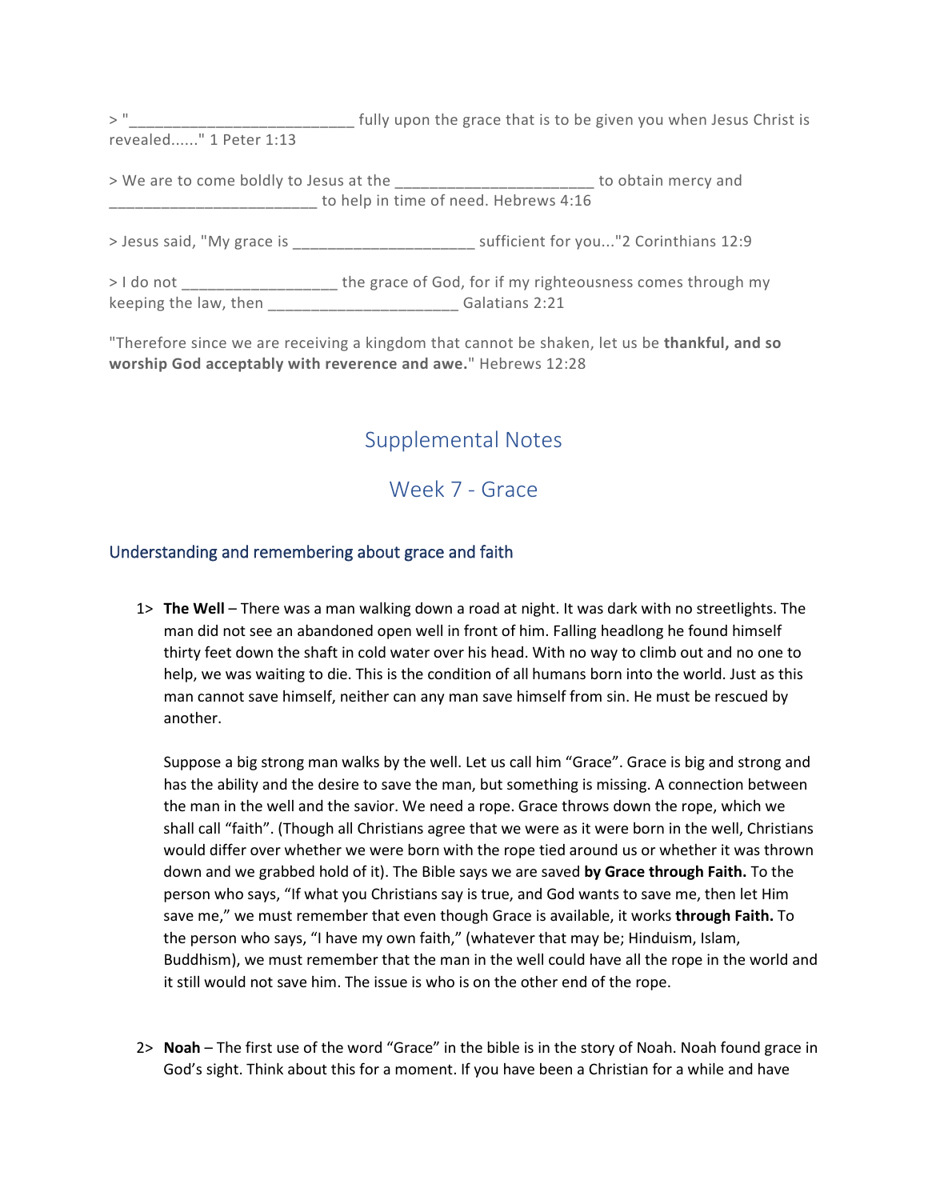> "___________________________ fully upon the grace that is to be given you when Jesus Christ is revealed......" 1 Peter 1:13

> We are to come boldly to Jesus at the _______________________ to obtain mercy and ________________________ to help in time of need. Hebrews 4:16

> Jesus said, "My grace is _____________________ sufficient for you..."2 Corinthians 12:9

> I do not __________________ the grace of God, for if my righteousness comes through my keeping the law, then ______________________ Galatians 2:21

"Therefore since we are receiving a kingdom that cannot be shaken, let us be **thankful, and so worship God acceptably with reverence and awe.**" Hebrews 12:28

# Supplemental Notes

# Week 7 - Grace

## Understanding and remembering about grace and faith

1> **The Well** – There was a man walking down a road at night. It was dark with no streetlights. The man did not see an abandoned open well in front of him. Falling headlong he found himself thirty feet down the shaft in cold water over his head. With no way to climb out and no one to help, we was waiting to die. This is the condition of all humans born into the world. Just as this man cannot save himself, neither can any man save himself from sin. He must be rescued by another.

Suppose a big strong man walks by the well. Let us call him "Grace". Grace is big and strong and has the ability and the desire to save the man, but something is missing. A connection between the man in the well and the savior. We need a rope. Grace throws down the rope, which we shall call "faith". (Though all Christians agree that we were as it were born in the well, Christians would differ over whether we were born with the rope tied around us or whether it was thrown down and we grabbed hold of it). The Bible says we are saved **by Grace through Faith.** To the person who says, "If what you Christians say is true, and God wants to save me, then let Him save me," we must remember that even though Grace is available, it works **through Faith.** To the person who says, "I have my own faith," (whatever that may be; Hinduism, Islam, Buddhism), we must remember that the man in the well could have all the rope in the world and it still would not save him. The issue is who is on the other end of the rope.

2> **Noah** – The first use of the word "Grace" in the bible is in the story of Noah. Noah found grace in God's sight. Think about this for a moment. If you have been a Christian for a while and have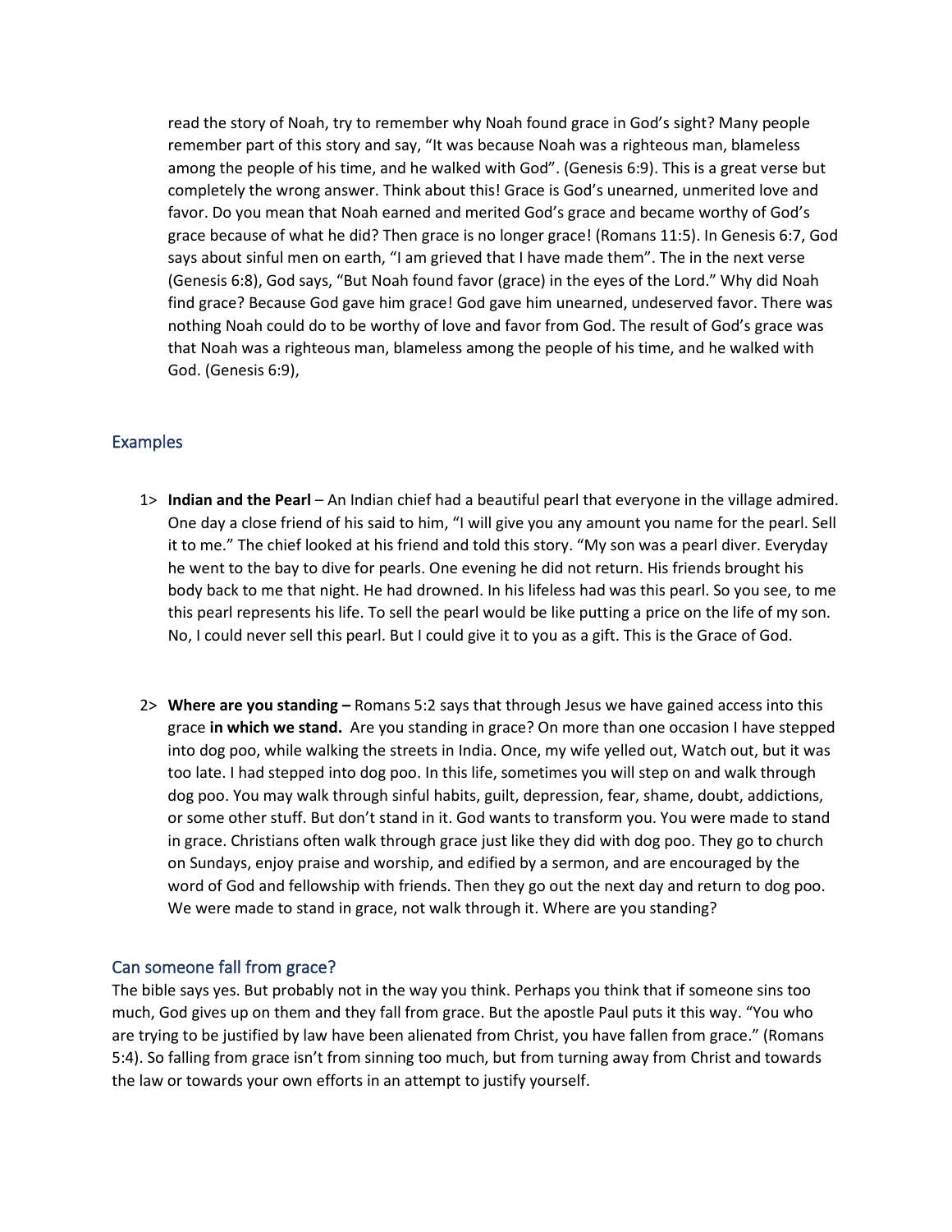read the story of Noah, try to remember why Noah found grace in God's sight? Many people remember part of this story and say, "It was because Noah was a righteous man, blameless among the people of his time, and he walked with God". (Genesis 6:9). This is a great verse but completely the wrong answer. Think about this! Grace is God's unearned, unmerited love and favor. Do you mean that Noah earned and merited God's grace and became worthy of God's grace because of what he did? Then grace is no longer grace! (Romans 11:5). In Genesis 6:7, God says about sinful men on earth, "I am grieved that I have made them". The in the next verse (Genesis 6:8), God says, "But Noah found favor (grace) in the eyes of the Lord." Why did Noah find grace? Because God gave him grace! God gave him unearned, undeserved favor. There was nothing Noah could do to be worthy of love and favor from God. The result of God's grace was that Noah was a righteous man, blameless among the people of his time, and he walked with God. (Genesis 6:9),

## Examples

1> **Indian and the Pearl** – An Indian chief had a beautiful pearl that everyone in the village admired. One day a close friend of his said to him, "I will give you any amount you name for the pearl. Sell it to me." The chief looked at his friend and told this story. "My son was a pearl diver. Everyday he went to the bay to dive for pearls. One evening he did not return. His friends brought his body back to me that night. He had drowned. In his lifeless had was this pearl. So you see, to me this pearl represents his life. To sell the pearl would be like putting a price on the life of my son. No, I could never sell this pearl. But I could give it to you as a gift. This is the Grace of God.

2> **Where are you standing –** Romans 5:2 says that through Jesus we have gained access into this grace **in which we stand.** Are you standing in grace? On more than one occasion I have stepped into dog poo, while walking the streets in India. Once, my wife yelled out, Watch out, but it was too late. I had stepped into dog poo. In this life, sometimes you will step on and walk through dog poo. You may walk through sinful habits, guilt, depression, fear, shame, doubt, addictions, or some other stuff. But don't stand in it. God wants to transform you. You were made to stand in grace. Christians often walk through grace just like they did with dog poo. They go to church on Sundays, enjoy praise and worship, and edified by a sermon, and are encouraged by the word of God and fellowship with friends. Then they go out the next day and return to dog poo. We were made to stand in grace, not walk through it. Where are you standing?

## Can someone fall from grace?

The bible says yes. But probably not in the way you think. Perhaps you think that if someone sins too much, God gives up on them and they fall from grace. But the apostle Paul puts it this way. "You who are trying to be justified by law have been alienated from Christ, you have fallen from grace." (Romans 5:4). So falling from grace isn't from sinning too much, but from turning away from Christ and towards the law or towards your own efforts in an attempt to justify yourself.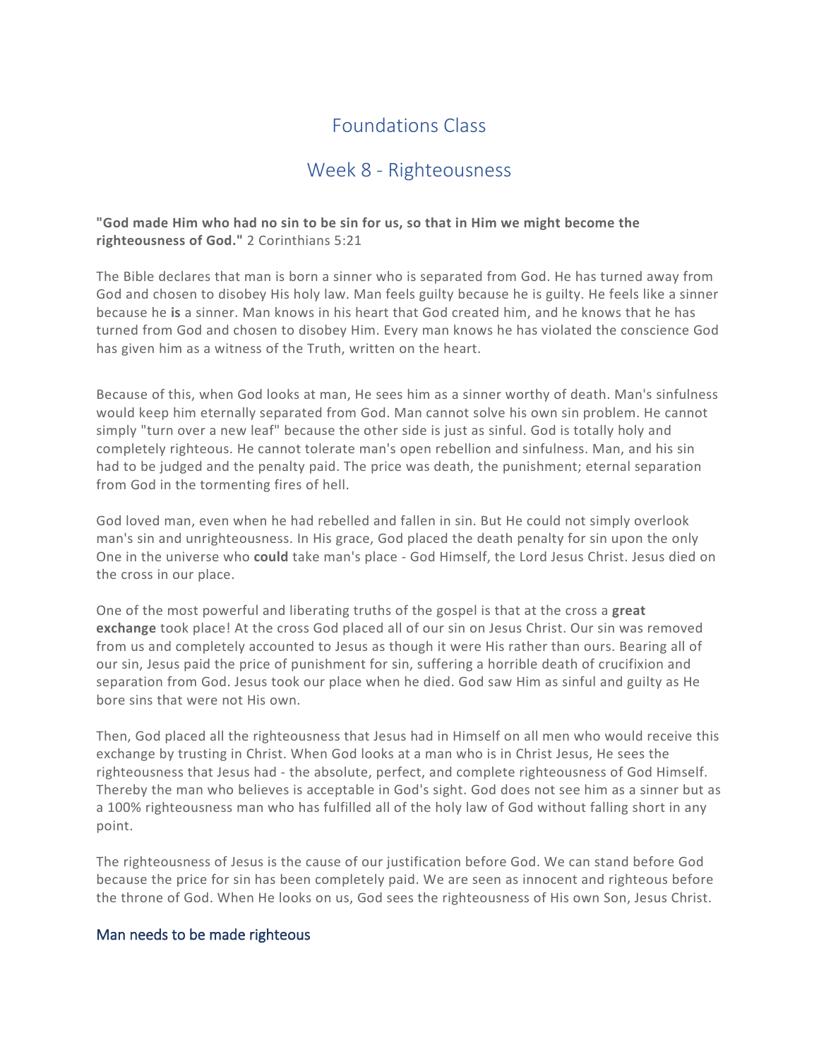# Foundations Class

## Week 8 - Righteousness

**"God made Him who had no sin to be sin for us, so that in Him we might become the righteousness of God."** 2 Corinthians 5:21

The Bible declares that man is born a sinner who is separated from God. He has turned away from God and chosen to disobey His holy law. Man feels guilty because he is guilty. He feels like a sinner because he **is** a sinner. Man knows in his heart that God created him, and he knows that he has turned from God and chosen to disobey Him. Every man knows he has violated the conscience God has given him as a witness of the Truth, written on the heart.

Because of this, when God looks at man, He sees him as a sinner worthy of death. Man's sinfulness would keep him eternally separated from God. Man cannot solve his own sin problem. He cannot simply "turn over a new leaf" because the other side is just as sinful. God is totally holy and completely righteous. He cannot tolerate man's open rebellion and sinfulness. Man, and his sin had to be judged and the penalty paid. The price was death, the punishment; eternal separation from God in the tormenting fires of hell.

God loved man, even when he had rebelled and fallen in sin. But He could not simply overlook man's sin and unrighteousness. In His grace, God placed the death penalty for sin upon the only One in the universe who **could** take man's place - God Himself, the Lord Jesus Christ. Jesus died on the cross in our place.

One of the most powerful and liberating truths of the gospel is that at the cross a **great exchange** took place! At the cross God placed all of our sin on Jesus Christ. Our sin was removed from us and completely accounted to Jesus as though it were His rather than ours. Bearing all of our sin, Jesus paid the price of punishment for sin, suffering a horrible death of crucifixion and separation from God. Jesus took our place when he died. God saw Him as sinful and guilty as He bore sins that were not His own.

Then, God placed all the righteousness that Jesus had in Himself on all men who would receive this exchange by trusting in Christ. When God looks at a man who is in Christ Jesus, He sees the righteousness that Jesus had - the absolute, perfect, and complete righteousness of God Himself. Thereby the man who believes is acceptable in God's sight. God does not see him as a sinner but as a 100% righteousness man who has fulfilled all of the holy law of God without falling short in any point.

The righteousness of Jesus is the cause of our justification before God. We can stand before God because the price for sin has been completely paid. We are seen as innocent and righteous before the throne of God. When He looks on us, God sees the righteousness of His own Son, Jesus Christ.

### Man needs to be made righteous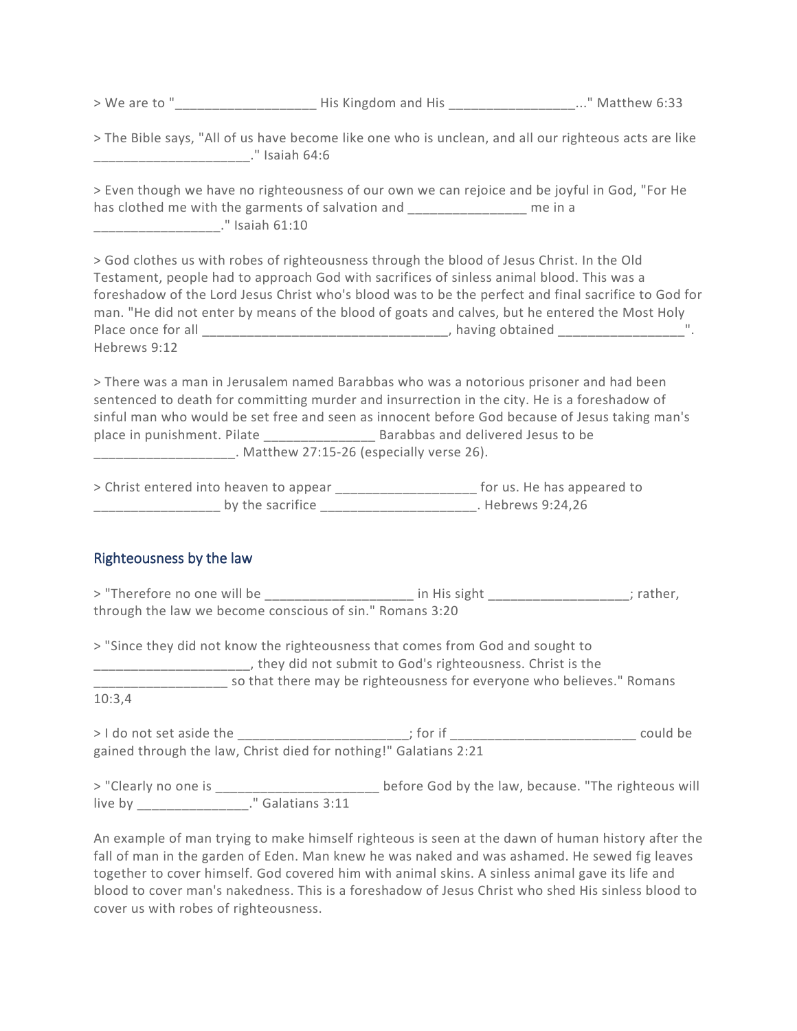> We are to "___________________ His Kingdom and His _________________..." Matthew 6:33

> The Bible says, "All of us have become like one who is unclean, and all our righteous acts are like _____________________." Isaiah 64:6

> Even though we have no righteousness of our own we can rejoice and be joyful in God, "For He has clothed me with the garments of salvation and ________________ me in a _________________." Isaiah 61:10

> God clothes us with robes of righteousness through the blood of Jesus Christ. In the Old Testament, people had to approach God with sacrifices of sinless animal blood. This was a foreshadow of the Lord Jesus Christ who's blood was to be the perfect and final sacrifice to God for man. "He did not enter by means of the blood of goats and calves, but he entered the Most Holy Place once for all _________________________________, having obtained _________________". Hebrews 9:12

> There was a man in Jerusalem named Barabbas who was a notorious prisoner and had been sentenced to death for committing murder and insurrection in the city. He is a foreshadow of sinful man who would be set free and seen as innocent before God because of Jesus taking man's place in punishment. Pilate _______________ Barabbas and delivered Jesus to be ___________________. Matthew 27:15-26 (especially verse 26).

> Christ entered into heaven to appear ___________________ for us. He has appeared to _________________ by the sacrifice _____________________. Hebrews 9:24,26

## Righteousness by the law

> "Therefore no one will be ____________________ in His sight ___________________; rather, through the law we become conscious of sin." Romans 3:20

> "Since they did not know the righteousness that comes from God and sought to _____________________, they did not submit to God's righteousness. Christ is the __________________ so that there may be righteousness for everyone who believes." Romans 10:3,4

> I do not set aside the _______________________; for if _________________________ could be gained through the law, Christ died for nothing!" Galatians 2:21

> "Clearly no one is ______________________ before God by the law, because. "The righteous will live by _______________." Galatians 3:11

An example of man trying to make himself righteous is seen at the dawn of human history after the fall of man in the garden of Eden. Man knew he was naked and was ashamed. He sewed fig leaves together to cover himself. God covered him with animal skins. A sinless animal gave its life and blood to cover man's nakedness. This is a foreshadow of Jesus Christ who shed His sinless blood to cover us with robes of righteousness.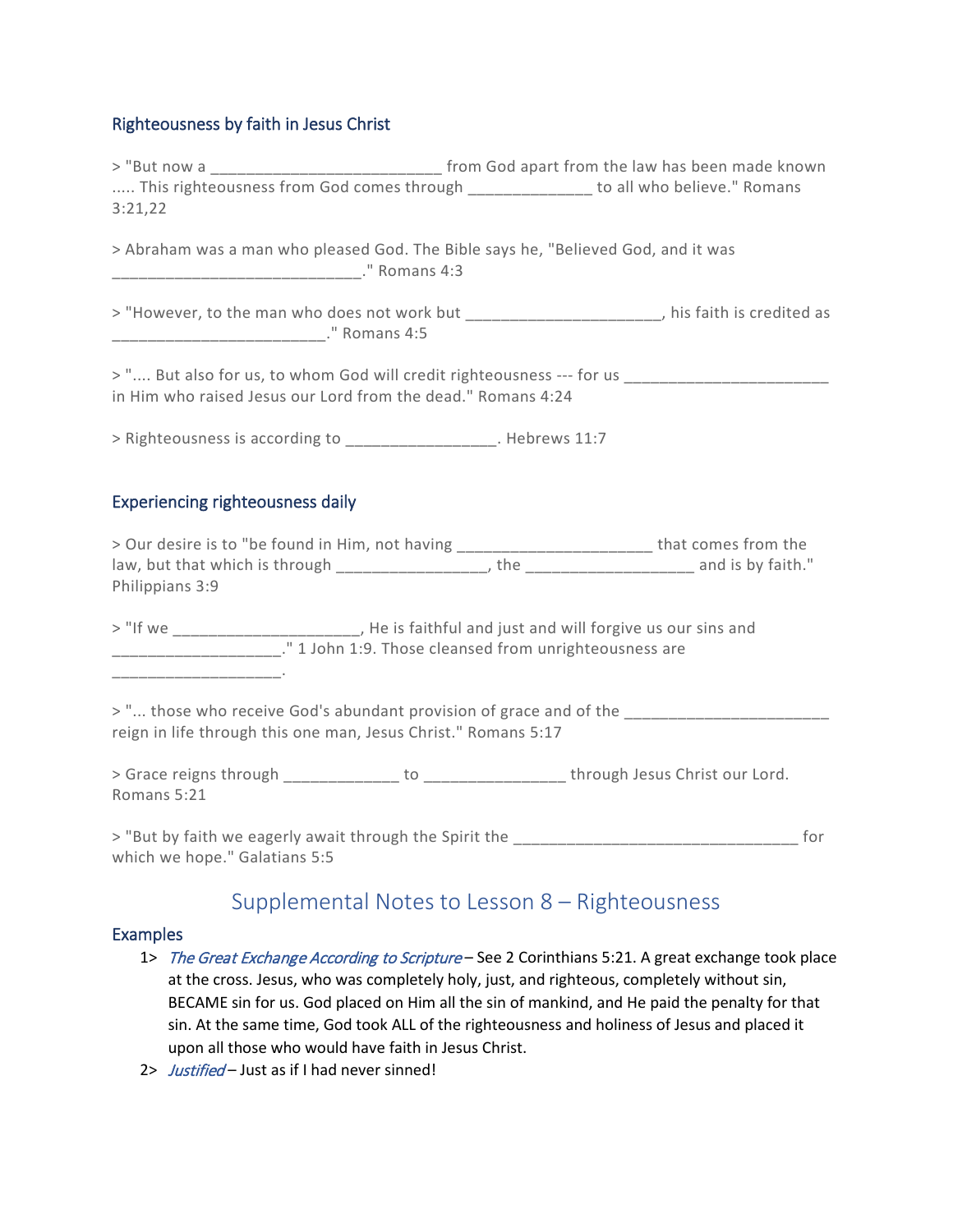## Righteousness by faith in Jesus Christ

> "But now a __________________________ from God apart from the law has been made known ..... This righteousness from God comes through _____________ to all who believe." Romans 3:21,22

> Abraham was a man who pleased God. The Bible says he, "Believed God, and it was ____________________________." Romans 4:3

> "However, to the man who does not work but _____________________, his faith is credited as ________________________." Romans 4:5

> ".... But also for us, to whom God will credit righteousness --- for us ______________________ in Him who raised Jesus our Lord from the dead." Romans 4:24

> Righteousness is according to ________________. Hebrews 11:7

## Experiencing righteousness daily

> Our desire is to "be found in Him, not having ______________________ that comes from the law, but that which is through ________________, the ___________________ and is by faith." Philippians 3:9

> "If we _____________________, He is faithful and just and will forgive us our sins and ___________________." 1 John 1:9. Those cleansed from unrighteousness are ___________________.

> "... those who receive God's abundant provision of grace and of the ______________________ reign in life through this one man, Jesus Christ." Romans 5:17

> Grace reigns through _____________ to _______________ through Jesus Christ our Lord. Romans 5:21

> "But by faith we eagerly await through the Spirit the ________________________________ for which we hope." Galatians 5:5

# Supplemental Notes to Lesson 8 – Righteousness

## Examples

1> *The Great Exchange According to Scripture* – See 2 Corinthians 5:21. A great exchange took place at the cross. Jesus, who was completely holy, just, and righteous, completely without sin, BECAME sin for us. God placed on Him all the sin of mankind, and He paid the penalty for that sin. At the same time, God took ALL of the righteousness and holiness of Jesus and placed it upon all those who would have faith in Jesus Christ.

2> *Justified* – Just as if I had never sinned!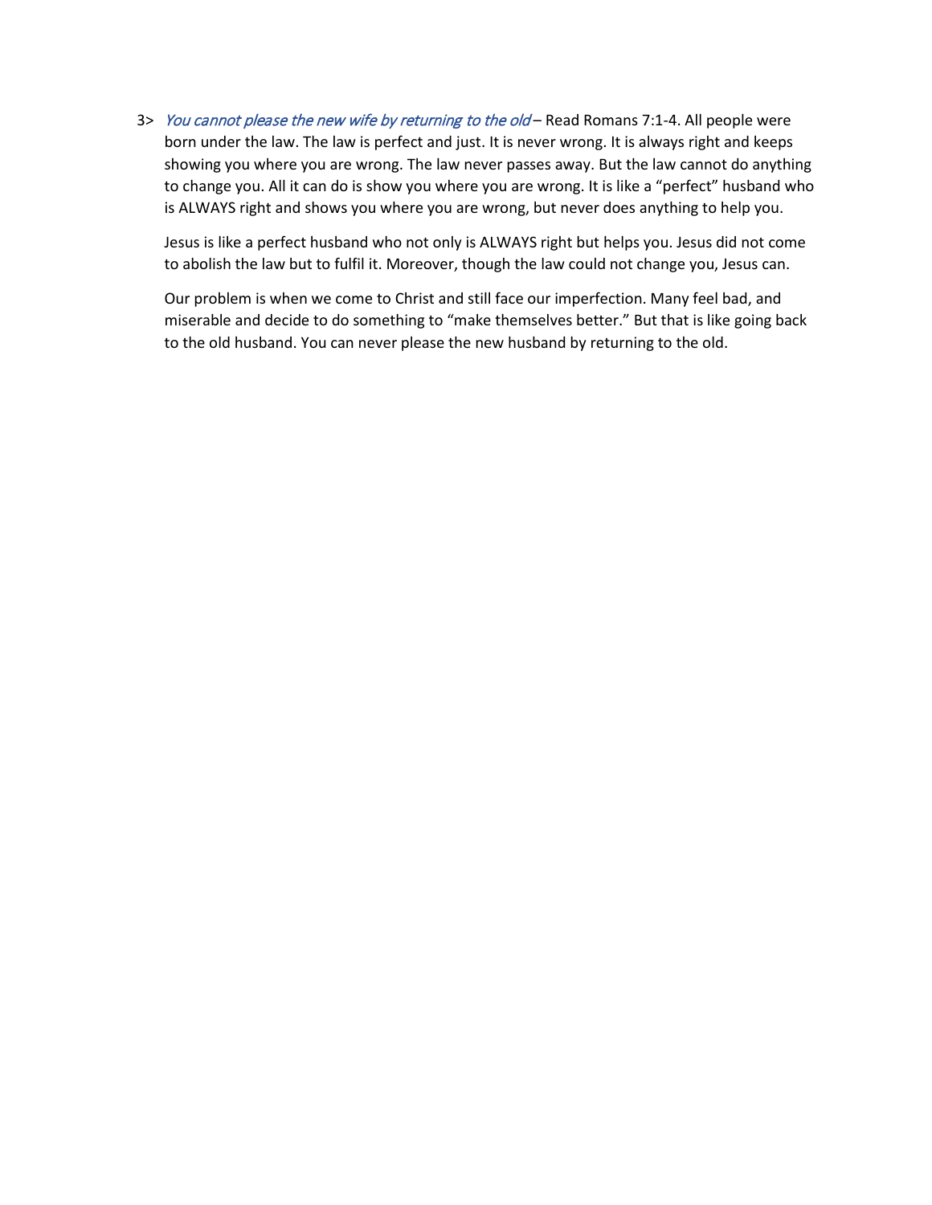3> *You cannot please the new wife by returning to the old* – Read Romans 7:1-4. All people were born under the law. The law is perfect and just. It is never wrong. It is always right and keeps showing you where you are wrong. The law never passes away. But the law cannot do anything to change you. All it can do is show you where you are wrong. It is like a "perfect" husband who is ALWAYS right and shows you where you are wrong, but never does anything to help you.

Jesus is like a perfect husband who not only is ALWAYS right but helps you. Jesus did not come to abolish the law but to fulfil it. Moreover, though the law could not change you, Jesus can.

Our problem is when we come to Christ and still face our imperfection. Many feel bad, and miserable and decide to do something to "make themselves better." But that is like going back to the old husband. You can never please the new husband by returning to the old.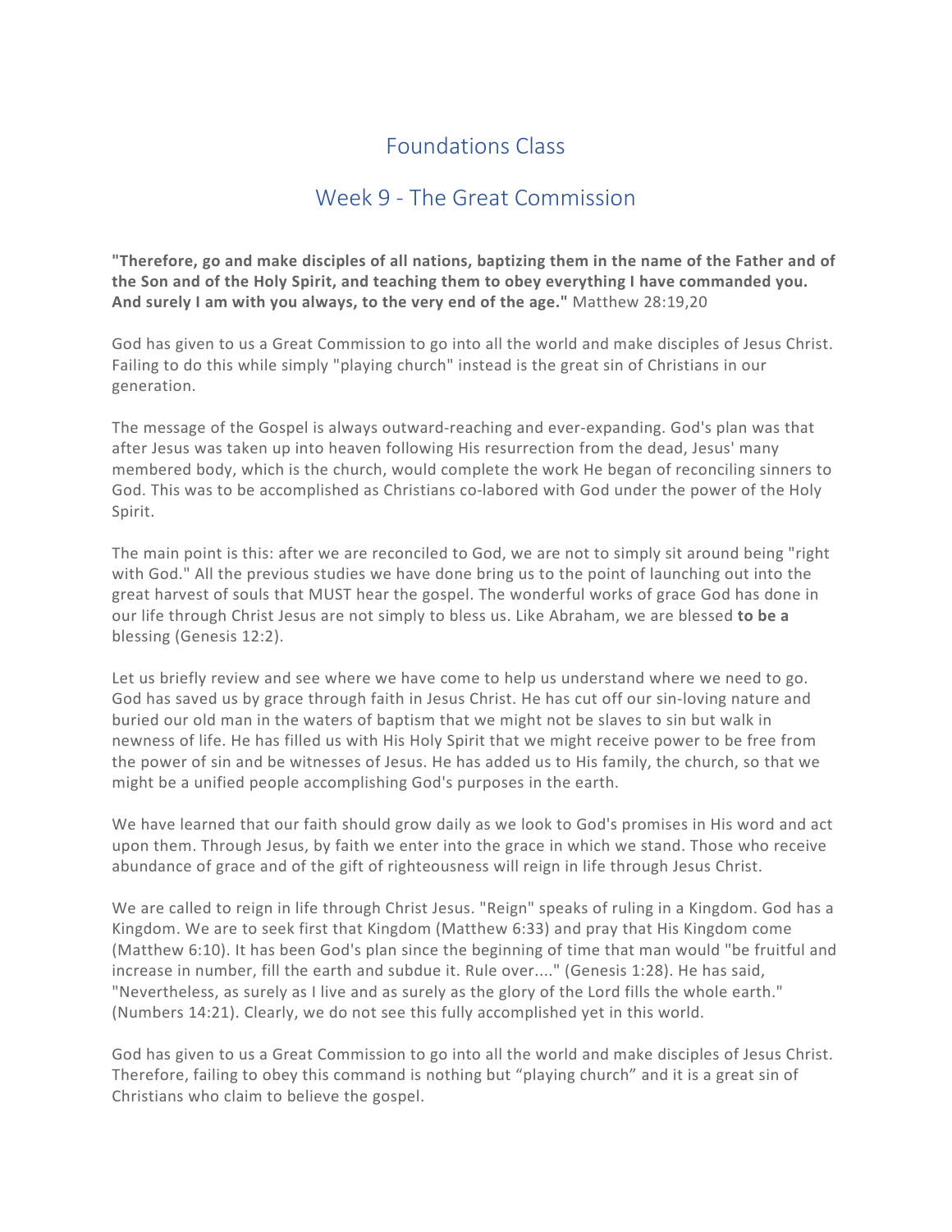# Foundations Class

## Week 9 - The Great Commission

**"Therefore, go and make disciples of all nations, baptizing them in the name of the Father and of the Son and of the Holy Spirit, and teaching them to obey everything I have commanded you. And surely I am with you always, to the very end of the age."** Matthew 28:19,20

God has given to us a Great Commission to go into all the world and make disciples of Jesus Christ. Failing to do this while simply "playing church" instead is the great sin of Christians in our generation.

The message of the Gospel is always outward-reaching and ever-expanding. God's plan was that after Jesus was taken up into heaven following His resurrection from the dead, Jesus' many membered body, which is the church, would complete the work He began of reconciling sinners to God. This was to be accomplished as Christians co-labored with God under the power of the Holy Spirit.

The main point is this: after we are reconciled to God, we are not to simply sit around being "right with God." All the previous studies we have done bring us to the point of launching out into the great harvest of souls that MUST hear the gospel. The wonderful works of grace God has done in our life through Christ Jesus are not simply to bless us. Like Abraham, we are blessed **to be a** blessing (Genesis 12:2).

Let us briefly review and see where we have come to help us understand where we need to go. God has saved us by grace through faith in Jesus Christ. He has cut off our sin-loving nature and buried our old man in the waters of baptism that we might not be slaves to sin but walk in newness of life. He has filled us with His Holy Spirit that we might receive power to be free from the power of sin and be witnesses of Jesus. He has added us to His family, the church, so that we might be a unified people accomplishing God's purposes in the earth.

We have learned that our faith should grow daily as we look to God's promises in His word and act upon them. Through Jesus, by faith we enter into the grace in which we stand. Those who receive abundance of grace and of the gift of righteousness will reign in life through Jesus Christ.

We are called to reign in life through Christ Jesus. "Reign" speaks of ruling in a Kingdom. God has a Kingdom. We are to seek first that Kingdom (Matthew 6:33) and pray that His Kingdom come (Matthew 6:10). It has been God's plan since the beginning of time that man would "be fruitful and increase in number, fill the earth and subdue it. Rule over...." (Genesis 1:28). He has said, "Nevertheless, as surely as I live and as surely as the glory of the Lord fills the whole earth." (Numbers 14:21). Clearly, we do not see this fully accomplished yet in this world.

God has given to us a Great Commission to go into all the world and make disciples of Jesus Christ. Therefore, failing to obey this command is nothing but "playing church" and it is a great sin of Christians who claim to believe the gospel.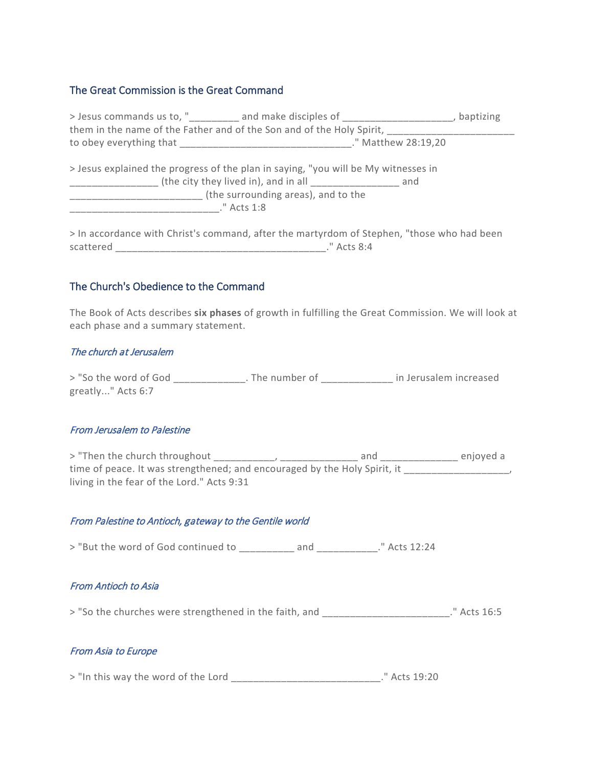## The Great Commission is the Great Command

> Jesus commands us to, "_________ and make disciples of ___________________, baptizing them in the name of the Father and of the Son and of the Holy Spirit, _______________________ to obey everything that _______________________________." Matthew 28:19,20

> Jesus explained the progress of the plan in saying, "you will be My witnesses in _______________ (the city they lived in), and in all _______________ and _______________________ (the surrounding areas), and to the __________________________." Acts 1:8

> In accordance with Christ's command, after the martyrdom of Stephen, "those who had been scattered ______________________________________." Acts 8:4

## The Church's Obedience to the Command

The Book of Acts describes **six phases** of growth in fulfilling the Great Commission. We will look at each phase and a summary statement.

### *The church at Jerusalem*

> "So the word of God _____________. The number of _____________ in Jerusalem increased greatly..." Acts 6:7

### *From Jerusalem to Palestine*

> "Then the church throughout ___________, ______________ and ______________ enjoyed a time of peace. It was strengthened; and encouraged by the Holy Spirit, it ___________________, living in the fear of the Lord." Acts 9:31

### *From Palestine to Antioch, gateway to the Gentile world*

> "But the word of God continued to __________ and ___________." Acts 12:24

### *From Antioch to Asia*

> "So the churches were strengthened in the faith, and _______________________." Acts 16:5

### *From Asia to Europe*

> "In this way the word of the Lord ___________________________." Acts 19:20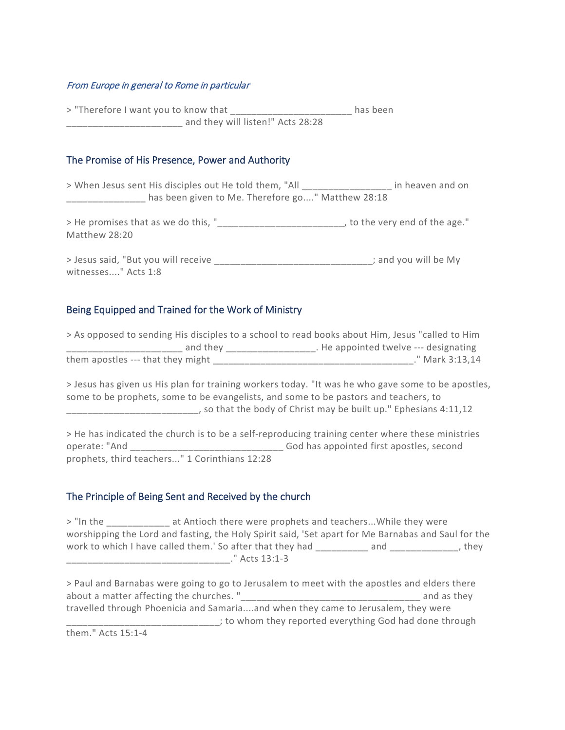*From Europe in general to Rome in particular*

> "Therefore I want you to know that _______________________ has been _____________________ and they will listen!" Acts 28:28

## The Promise of His Presence, Power and Authority

> When Jesus sent His disciples out He told them, "All ________________ in heaven and on ______________ has been given to Me. Therefore go...." Matthew 28:18

> He promises that as we do this, "________________________, to the very end of the age." Matthew 28:20

> Jesus said, "But you will receive _____________________________; and you will be My witnesses...." Acts 1:8

## Being Equipped and Trained for the Work of Ministry

> As opposed to sending His disciples to a school to read books about Him, Jesus "called to Him _____________________ and they ________________. He appointed twelve --- designating them apostles --- that they might ____________________________________." Mark 3:13,14

> Jesus has given us His plan for training workers today. "It was he who gave some to be apostles, some to be prophets, some to be evangelists, and some to be pastors and teachers, to ________________________, so that the body of Christ may be built up." Ephesians 4:11,12

> He has indicated the church is to be a self-reproducing training center where these ministries operate: "And ___________________________ God has appointed first apostles, second prophets, third teachers..." 1 Corinthians 12:28

## The Principle of Being Sent and Received by the church

> "In the ___________ at Antioch there were prophets and teachers...While they were worshipping the Lord and fasting, the Holy Spirit said, 'Set apart for Me Barnabas and Saul for the work to which I have called them.' So after that they had __________ and ____________, they ______________________________." Acts 13:1-3

> Paul and Barnabas were going to go to Jerusalem to meet with the apostles and elders there about a matter affecting the churches. "_________________________________ and as they travelled through Phoenicia and Samaria....and when they came to Jerusalem, they were _____________________________; to whom they reported everything God had done through them." Acts 15:1-4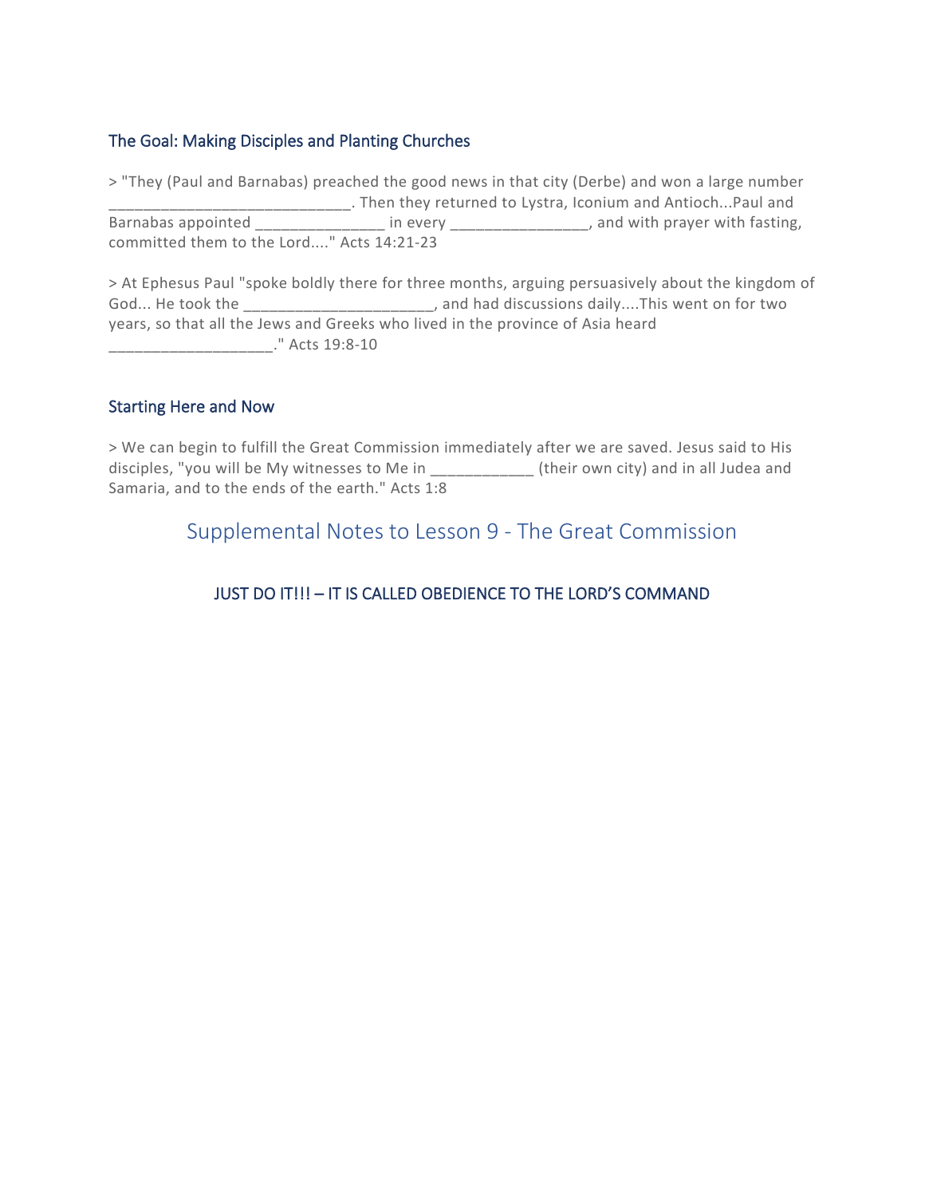### The Goal: Making Disciples and Planting Churches

> "They (Paul and Barnabas) preached the good news in that city (Derbe) and won a large number ___________________________. Then they returned to Lystra, Iconium and Antioch...Paul and Barnabas appointed _______________ in every ________________, and with prayer with fasting, committed them to the Lord...." Acts 14:21-23

> At Ephesus Paul "spoke boldly there for three months, arguing persuasively about the kingdom of God... He took the ______________________, and had discussions daily....This went on for two years, so that all the Jews and Greeks who lived in the province of Asia heard ___________________." Acts 19:8-10

### Starting Here and Now

> We can begin to fulfill the Great Commission immediately after we are saved. Jesus said to His disciples, "you will be My witnesses to Me in ____________ (their own city) and in all Judea and Samaria, and to the ends of the earth." Acts 1:8

## Supplemental Notes to Lesson 9 - The Great Commission

### JUST DO IT!!! – IT IS CALLED OBEDIENCE TO THE LORD'S COMMAND